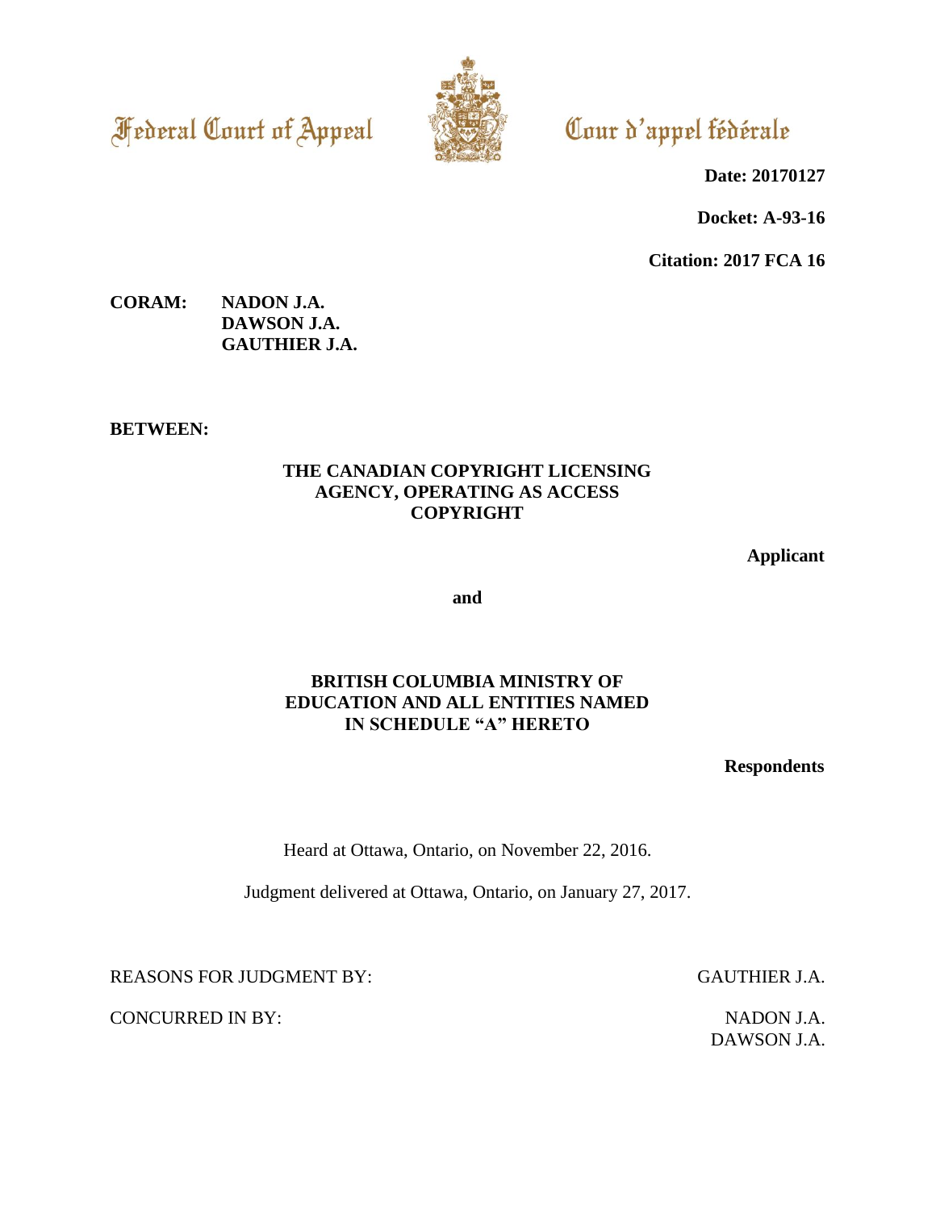Federal Court of Appeal

Cour d'appel fédérale

**Date: 20170127**

**Docket: A-93-16**

**Citation: 2017 FCA 16**

**CORAM:** **NADON J.A.**
**DAWSON J.A.**
**GAUTHIER J.A.**

**BETWEEN:**

**THE CANADIAN COPYRIGHT LICENSING AGENCY, OPERATING AS ACCESS COPYRIGHT**

**Applicant**

**and**

**BRITISH COLUMBIA MINISTRY OF EDUCATION AND ALL ENTITIES NAMED IN SCHEDULE "A" HERETO**

**Respondents**

Heard at Ottawa, Ontario, on November 22, 2016.

Judgment delivered at Ottawa, Ontario, on January 27, 2017.

REASONS FOR JUDGMENT BY: GAUTHIER J.A.

CONCURRED IN BY: NADON J.A.
DAWSON J.A.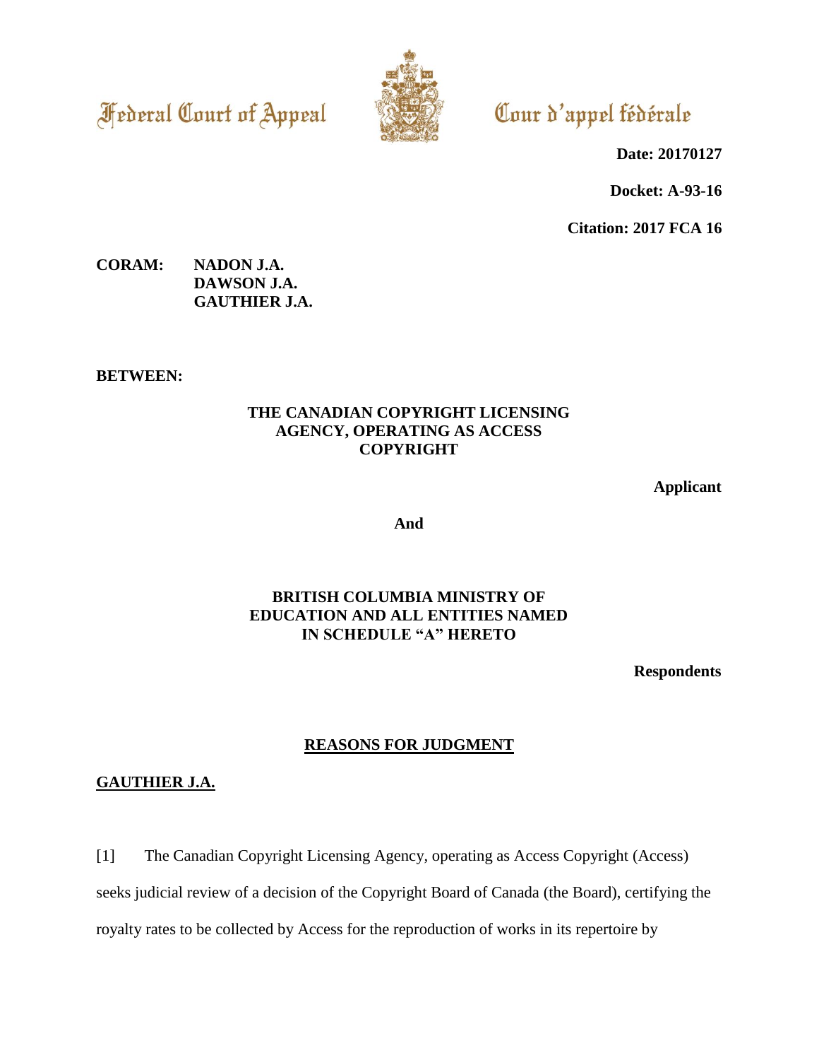Federal Court of Appeal                Cour d'appel fédérale

**Date: 20170127**

**Docket: A-93-16**

**Citation: 2017 FCA 16**

**CORAM:** **NADON J.A.**
**DAWSON J.A.**
**GAUTHIER J.A.**

**BETWEEN:**

**THE CANADIAN COPYRIGHT LICENSING AGENCY, OPERATING AS ACCESS COPYRIGHT**

**Applicant**

**And**

**BRITISH COLUMBIA MINISTRY OF EDUCATION AND ALL ENTITIES NAMED IN SCHEDULE "A" HERETO**

**Respondents**

## REASONS FOR JUDGMENT

**GAUTHIER J.A.**

[1] The Canadian Copyright Licensing Agency, operating as Access Copyright (Access) seeks judicial review of a decision of the Copyright Board of Canada (the Board), certifying the royalty rates to be collected by Access for the reproduction of works in its repertoire by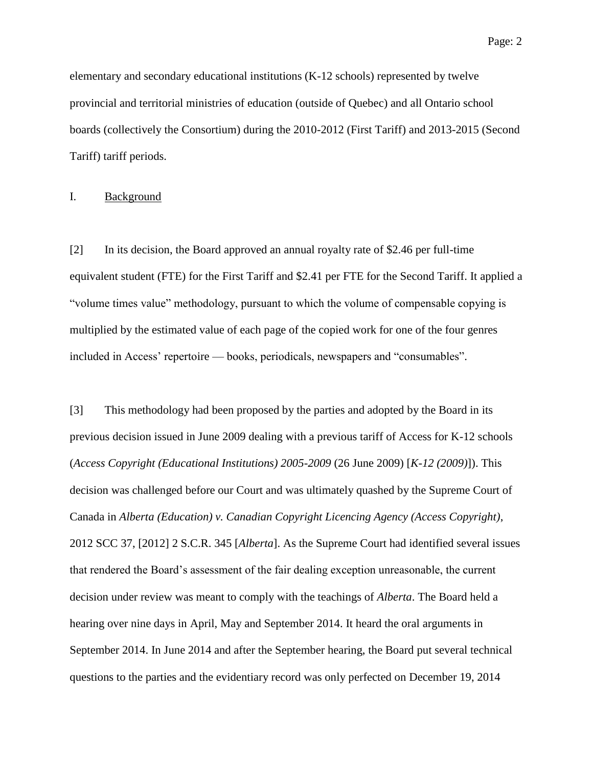elementary and secondary educational institutions (K-12 schools) represented by twelve provincial and territorial ministries of education (outside of Quebec) and all Ontario school boards (collectively the Consortium) during the 2010-2012 (First Tariff) and 2013-2015 (Second Tariff) tariff periods.

## I. Background

[2] In its decision, the Board approved an annual royalty rate of $2.46 per full-time equivalent student (FTE) for the First Tariff and $2.41 per FTE for the Second Tariff. It applied a "volume times value" methodology, pursuant to which the volume of compensable copying is multiplied by the estimated value of each page of the copied work for one of the four genres included in Access' repertoire — books, periodicals, newspapers and "consumables".

[3] This methodology had been proposed by the parties and adopted by the Board in its previous decision issued in June 2009 dealing with a previous tariff of Access for K-12 schools (*Access Copyright (Educational Institutions) 2005-2009* (26 June 2009) [*K-12 (2009)*]). This decision was challenged before our Court and was ultimately quashed by the Supreme Court of Canada in *Alberta (Education) v. Canadian Copyright Licencing Agency (Access Copyright)*, 2012 SCC 37, [2012] 2 S.C.R. 345 [*Alberta*]. As the Supreme Court had identified several issues that rendered the Board's assessment of the fair dealing exception unreasonable, the current decision under review was meant to comply with the teachings of *Alberta*. The Board held a hearing over nine days in April, May and September 2014. It heard the oral arguments in September 2014. In June 2014 and after the September hearing, the Board put several technical questions to the parties and the evidentiary record was only perfected on December 19, 2014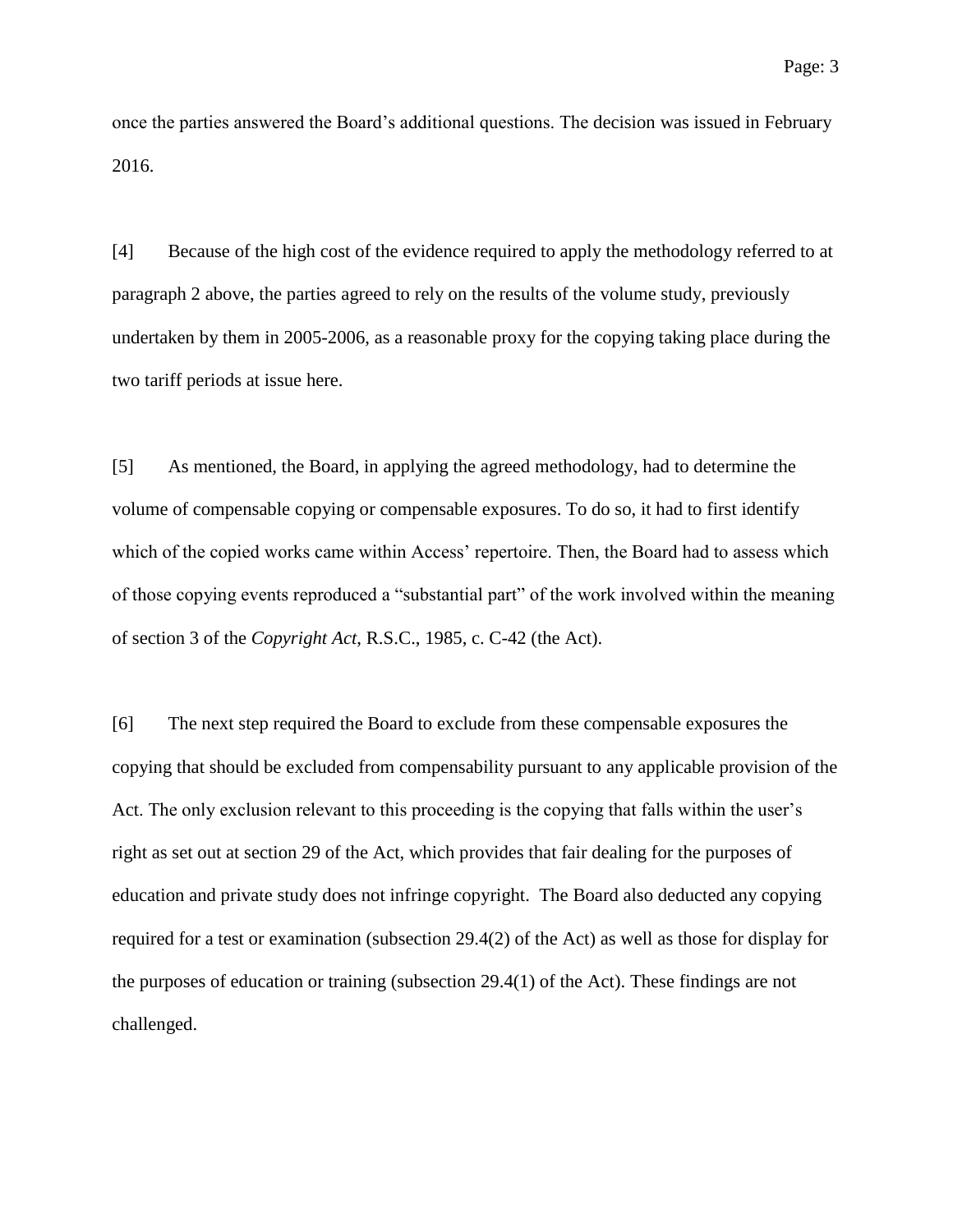once the parties answered the Board's additional questions. The decision was issued in February 2016.

[4] Because of the high cost of the evidence required to apply the methodology referred to at paragraph 2 above, the parties agreed to rely on the results of the volume study, previously undertaken by them in 2005-2006, as a reasonable proxy for the copying taking place during the two tariff periods at issue here.

[5] As mentioned, the Board, in applying the agreed methodology, had to determine the volume of compensable copying or compensable exposures. To do so, it had to first identify which of the copied works came within Access' repertoire. Then, the Board had to assess which of those copying events reproduced a "substantial part" of the work involved within the meaning of section 3 of the *Copyright Act*, R.S.C., 1985, c. C-42 (the Act).

[6] The next step required the Board to exclude from these compensable exposures the copying that should be excluded from compensability pursuant to any applicable provision of the Act. The only exclusion relevant to this proceeding is the copying that falls within the user's right as set out at section 29 of the Act, which provides that fair dealing for the purposes of education and private study does not infringe copyright. The Board also deducted any copying required for a test or examination (subsection 29.4(2) of the Act) as well as those for display for the purposes of education or training (subsection 29.4(1) of the Act). These findings are not challenged.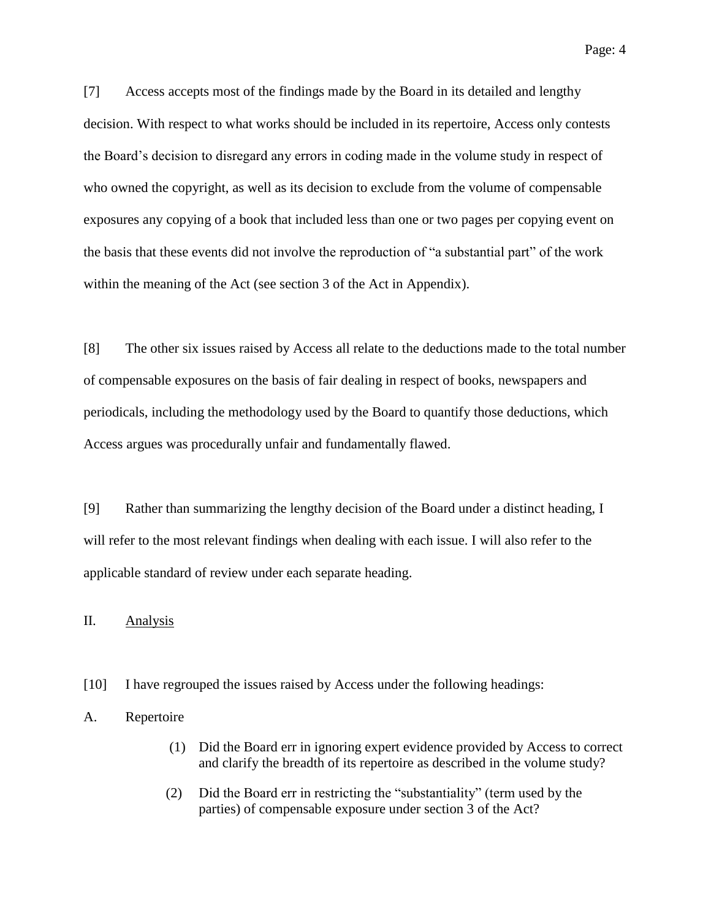[7] Access accepts most of the findings made by the Board in its detailed and lengthy decision. With respect to what works should be included in its repertoire, Access only contests the Board's decision to disregard any errors in coding made in the volume study in respect of who owned the copyright, as well as its decision to exclude from the volume of compensable exposures any copying of a book that included less than one or two pages per copying event on the basis that these events did not involve the reproduction of "a substantial part" of the work within the meaning of the Act (see section 3 of the Act in Appendix).

[8] The other six issues raised by Access all relate to the deductions made to the total number of compensable exposures on the basis of fair dealing in respect of books, newspapers and periodicals, including the methodology used by the Board to quantify those deductions, which Access argues was procedurally unfair and fundamentally flawed.

[9] Rather than summarizing the lengthy decision of the Board under a distinct heading, I will refer to the most relevant findings when dealing with each issue. I will also refer to the applicable standard of review under each separate heading.

## II. Analysis

[10] I have regrouped the issues raised by Access under the following headings:

### A. Repertoire

(1) Did the Board err in ignoring expert evidence provided by Access to correct and clarify the breadth of its repertoire as described in the volume study?

(2) Did the Board err in restricting the "substantiality" (term used by the parties) of compensable exposure under section 3 of the Act?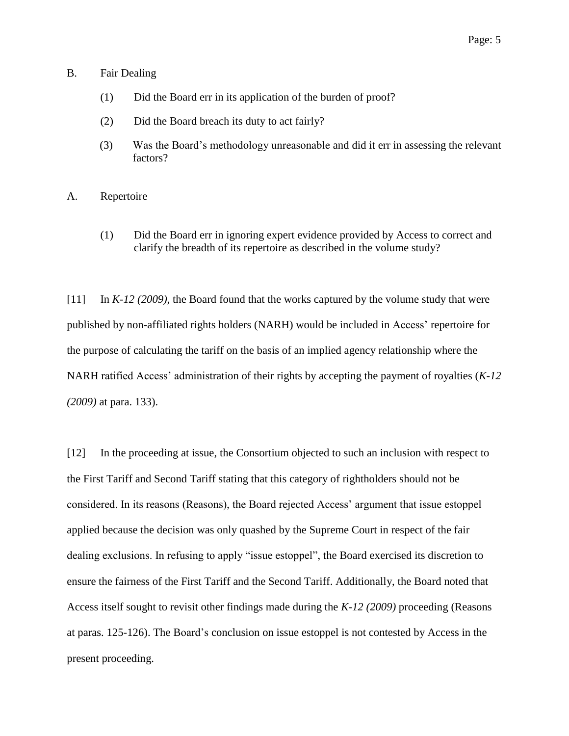B. Fair Dealing

(1) Did the Board err in its application of the burden of proof?

(2) Did the Board breach its duty to act fairly?

(3) Was the Board's methodology unreasonable and did it err in assessing the relevant factors?

A. Repertoire

(1) Did the Board err in ignoring expert evidence provided by Access to correct and clarify the breadth of its repertoire as described in the volume study?

[11] In *K-12 (2009)*, the Board found that the works captured by the volume study that were published by non-affiliated rights holders (NARH) would be included in Access' repertoire for the purpose of calculating the tariff on the basis of an implied agency relationship where the NARH ratified Access' administration of their rights by accepting the payment of royalties (*K-12 (2009)* at para. 133).

[12] In the proceeding at issue, the Consortium objected to such an inclusion with respect to the First Tariff and Second Tariff stating that this category of rightholders should not be considered. In its reasons (Reasons), the Board rejected Access' argument that issue estoppel applied because the decision was only quashed by the Supreme Court in respect of the fair dealing exclusions. In refusing to apply "issue estoppel", the Board exercised its discretion to ensure the fairness of the First Tariff and the Second Tariff. Additionally, the Board noted that Access itself sought to revisit other findings made during the *K-12 (2009)* proceeding (Reasons at paras. 125-126). The Board's conclusion on issue estoppel is not contested by Access in the present proceeding.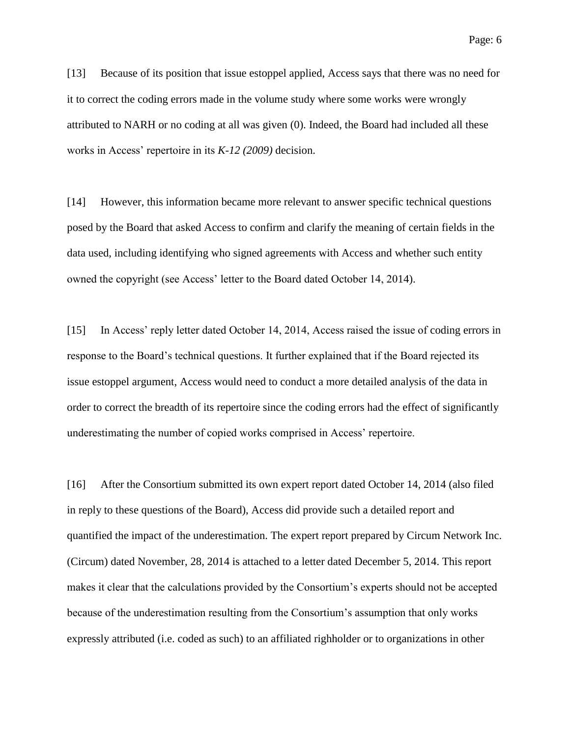[13] Because of its position that issue estoppel applied, Access says that there was no need for it to correct the coding errors made in the volume study where some works were wrongly attributed to NARH or no coding at all was given (0). Indeed, the Board had included all these works in Access' repertoire in its *K-12 (2009)* decision.

[14] However, this information became more relevant to answer specific technical questions posed by the Board that asked Access to confirm and clarify the meaning of certain fields in the data used, including identifying who signed agreements with Access and whether such entity owned the copyright (see Access' letter to the Board dated October 14, 2014).

[15] In Access' reply letter dated October 14, 2014, Access raised the issue of coding errors in response to the Board's technical questions. It further explained that if the Board rejected its issue estoppel argument, Access would need to conduct a more detailed analysis of the data in order to correct the breadth of its repertoire since the coding errors had the effect of significantly underestimating the number of copied works comprised in Access' repertoire.

[16] After the Consortium submitted its own expert report dated October 14, 2014 (also filed in reply to these questions of the Board), Access did provide such a detailed report and quantified the impact of the underestimation. The expert report prepared by Circum Network Inc. (Circum) dated November, 28, 2014 is attached to a letter dated December 5, 2014. This report makes it clear that the calculations provided by the Consortium's experts should not be accepted because of the underestimation resulting from the Consortium's assumption that only works expressly attributed (i.e. coded as such) to an affiliated righholder or to organizations in other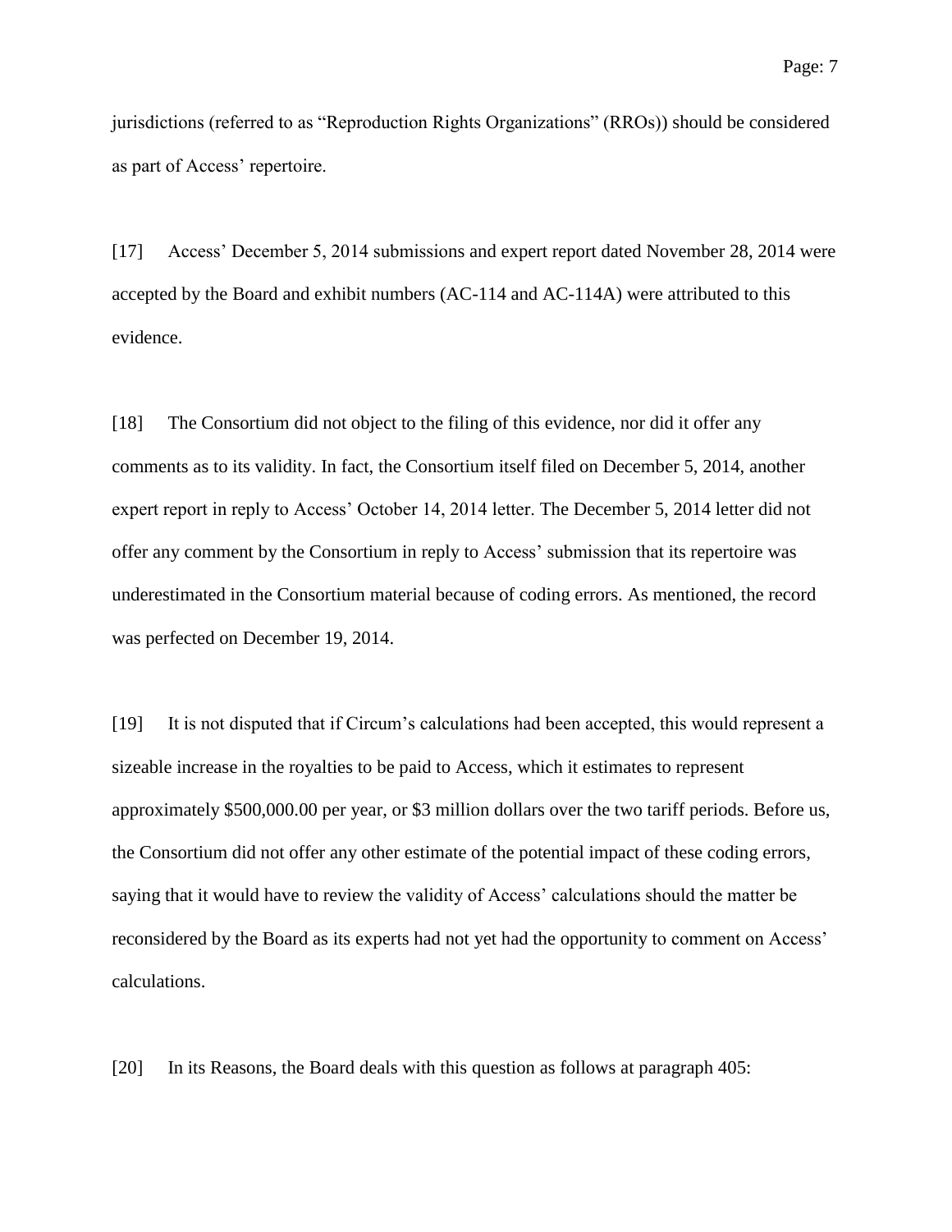jurisdictions (referred to as "Reproduction Rights Organizations" (RROs)) should be considered as part of Access' repertoire.

[17] Access' December 5, 2014 submissions and expert report dated November 28, 2014 were accepted by the Board and exhibit numbers (AC-114 and AC-114A) were attributed to this evidence.

[18] The Consortium did not object to the filing of this evidence, nor did it offer any comments as to its validity. In fact, the Consortium itself filed on December 5, 2014, another expert report in reply to Access' October 14, 2014 letter. The December 5, 2014 letter did not offer any comment by the Consortium in reply to Access' submission that its repertoire was underestimated in the Consortium material because of coding errors. As mentioned, the record was perfected on December 19, 2014.

[19] It is not disputed that if Circum's calculations had been accepted, this would represent a sizeable increase in the royalties to be paid to Access, which it estimates to represent approximately $500,000.00 per year, or $3 million dollars over the two tariff periods. Before us, the Consortium did not offer any other estimate of the potential impact of these coding errors, saying that it would have to review the validity of Access' calculations should the matter be reconsidered by the Board as its experts had not yet had the opportunity to comment on Access' calculations.

[20] In its Reasons, the Board deals with this question as follows at paragraph 405: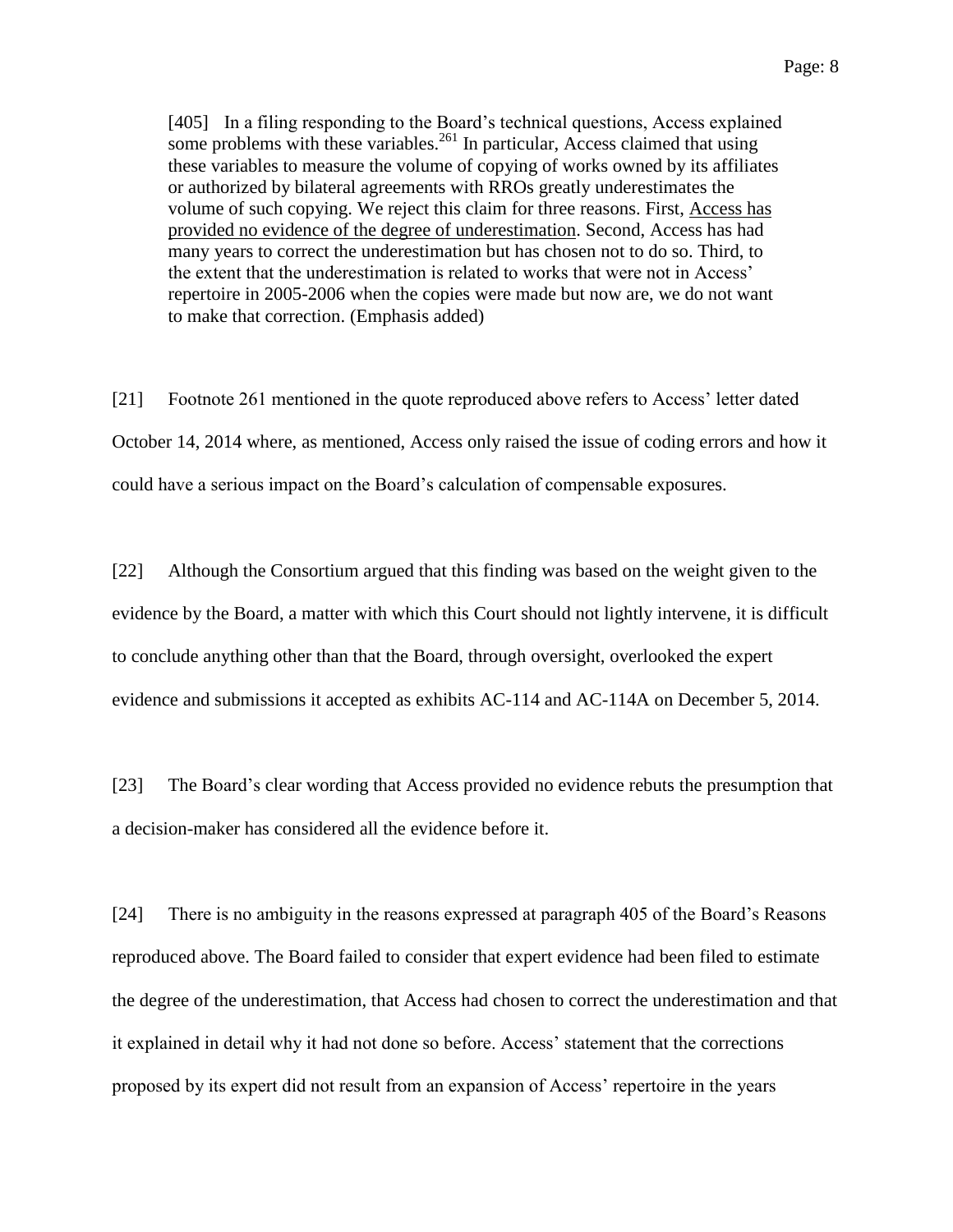> [405] In a filing responding to the Board's technical questions, Access explained some problems with these variables.[261] In particular, Access claimed that using these variables to measure the volume of copying of works owned by its affiliates or authorized by bilateral agreements with RROs greatly underestimates the volume of such copying. We reject this claim for three reasons. First, <u>Access has provided no evidence of the degree of underestimation</u>. Second, Access has had many years to correct the underestimation but has chosen not to do so. Third, to the extent that the underestimation is related to works that were not in Access' repertoire in 2005-2006 when the copies were made but now are, we do not want to make that correction. (Emphasis added)

[21] Footnote 261 mentioned in the quote reproduced above refers to Access' letter dated October 14, 2014 where, as mentioned, Access only raised the issue of coding errors and how it could have a serious impact on the Board's calculation of compensable exposures.

[22] Although the Consortium argued that this finding was based on the weight given to the evidence by the Board, a matter with which this Court should not lightly intervene, it is difficult to conclude anything other than that the Board, through oversight, overlooked the expert evidence and submissions it accepted as exhibits AC-114 and AC-114A on December 5, 2014.

[23] The Board's clear wording that Access provided no evidence rebuts the presumption that a decision-maker has considered all the evidence before it.

[24] There is no ambiguity in the reasons expressed at paragraph 405 of the Board's Reasons reproduced above. The Board failed to consider that expert evidence had been filed to estimate the degree of the underestimation, that Access had chosen to correct the underestimation and that it explained in detail why it had not done so before. Access' statement that the corrections proposed by its expert did not result from an expansion of Access' repertoire in the years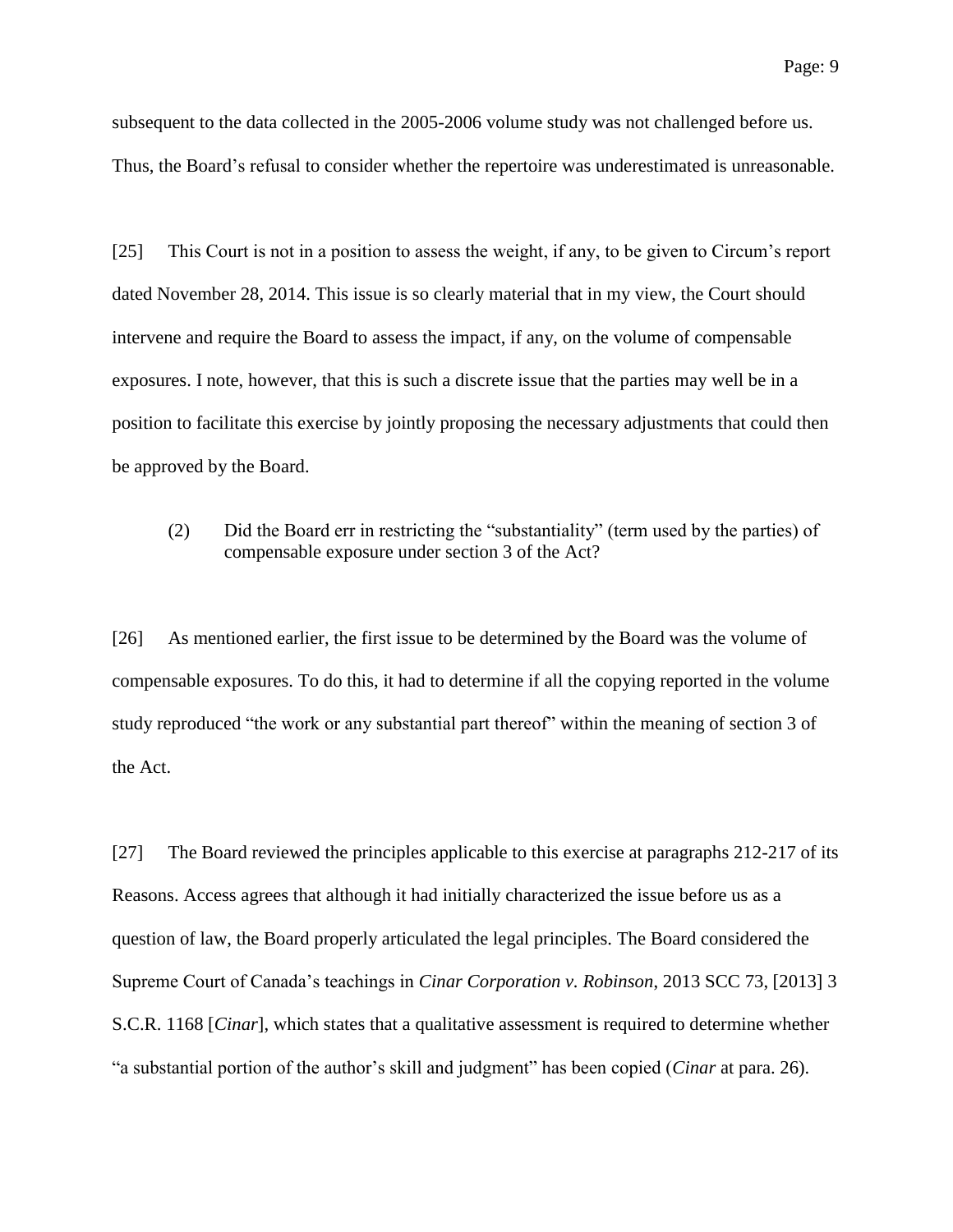subsequent to the data collected in the 2005-2006 volume study was not challenged before us. Thus, the Board's refusal to consider whether the repertoire was underestimated is unreasonable.

[25] This Court is not in a position to assess the weight, if any, to be given to Circum's report dated November 28, 2014. This issue is so clearly material that in my view, the Court should intervene and require the Board to assess the impact, if any, on the volume of compensable exposures. I note, however, that this is such a discrete issue that the parties may well be in a position to facilitate this exercise by jointly proposing the necessary adjustments that could then be approved by the Board.

> (2) Did the Board err in restricting the "substantiality" (term used by the parties) of compensable exposure under section 3 of the Act?

[26] As mentioned earlier, the first issue to be determined by the Board was the volume of compensable exposures. To do this, it had to determine if all the copying reported in the volume study reproduced "the work or any substantial part thereof" within the meaning of section 3 of the Act.

[27] The Board reviewed the principles applicable to this exercise at paragraphs 212-217 of its Reasons. Access agrees that although it had initially characterized the issue before us as a question of law, the Board properly articulated the legal principles. The Board considered the Supreme Court of Canada's teachings in *Cinar Corporation v. Robinson*, 2013 SCC 73, [2013] 3 S.C.R. 1168 [*Cinar*], which states that a qualitative assessment is required to determine whether "a substantial portion of the author's skill and judgment" has been copied (*Cinar* at para. 26).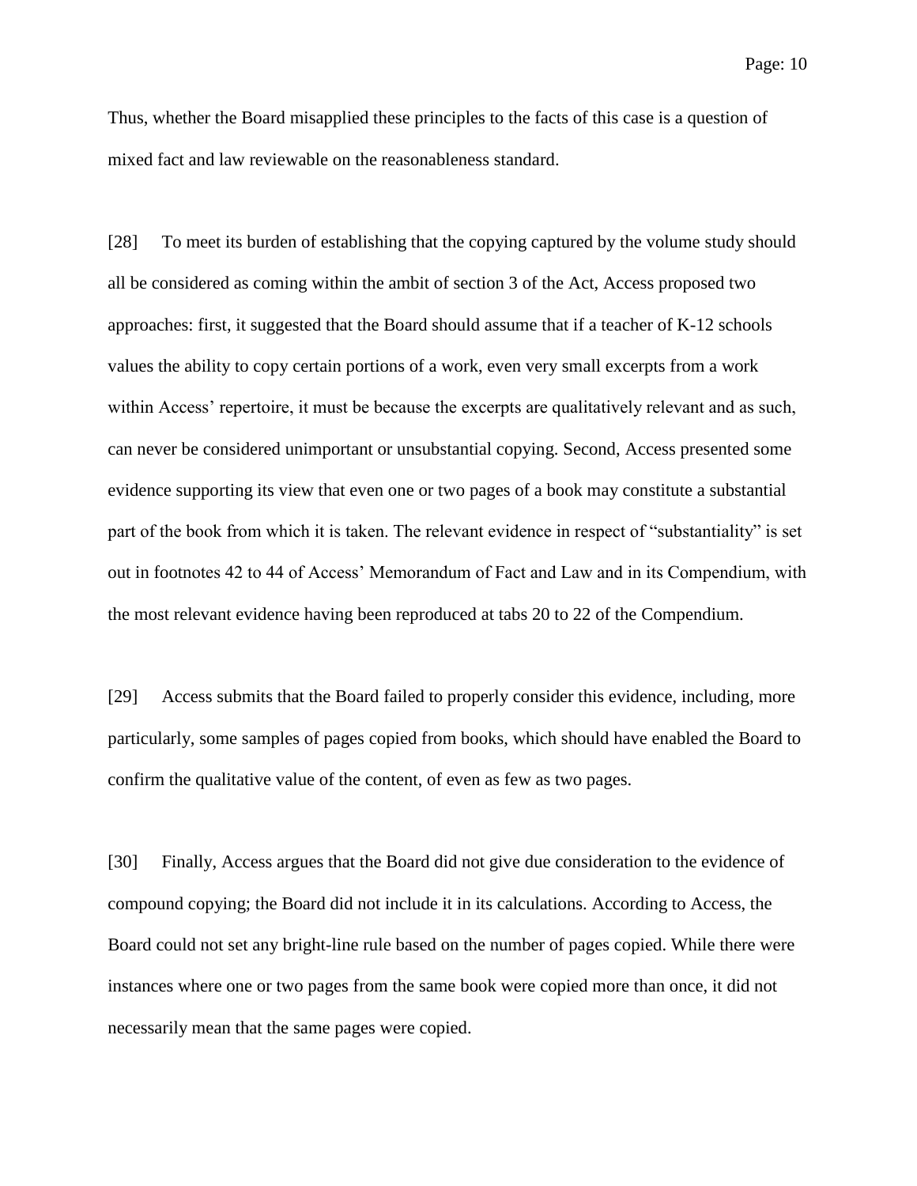Thus, whether the Board misapplied these principles to the facts of this case is a question of mixed fact and law reviewable on the reasonableness standard.

[28] To meet its burden of establishing that the copying captured by the volume study should all be considered as coming within the ambit of section 3 of the Act, Access proposed two approaches: first, it suggested that the Board should assume that if a teacher of K-12 schools values the ability to copy certain portions of a work, even very small excerpts from a work within Access' repertoire, it must be because the excerpts are qualitatively relevant and as such, can never be considered unimportant or unsubstantial copying. Second, Access presented some evidence supporting its view that even one or two pages of a book may constitute a substantial part of the book from which it is taken. The relevant evidence in respect of "substantiality" is set out in footnotes 42 to 44 of Access' Memorandum of Fact and Law and in its Compendium, with the most relevant evidence having been reproduced at tabs 20 to 22 of the Compendium.

[29] Access submits that the Board failed to properly consider this evidence, including, more particularly, some samples of pages copied from books, which should have enabled the Board to confirm the qualitative value of the content, of even as few as two pages.

[30] Finally, Access argues that the Board did not give due consideration to the evidence of compound copying; the Board did not include it in its calculations. According to Access, the Board could not set any bright-line rule based on the number of pages copied. While there were instances where one or two pages from the same book were copied more than once, it did not necessarily mean that the same pages were copied.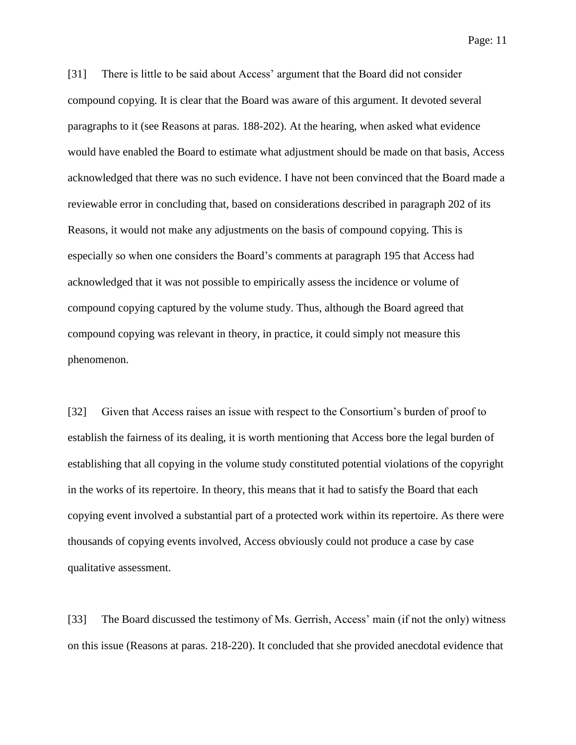[31] There is little to be said about Access' argument that the Board did not consider compound copying. It is clear that the Board was aware of this argument. It devoted several paragraphs to it (see Reasons at paras. 188-202). At the hearing, when asked what evidence would have enabled the Board to estimate what adjustment should be made on that basis, Access acknowledged that there was no such evidence. I have not been convinced that the Board made a reviewable error in concluding that, based on considerations described in paragraph 202 of its Reasons, it would not make any adjustments on the basis of compound copying. This is especially so when one considers the Board's comments at paragraph 195 that Access had acknowledged that it was not possible to empirically assess the incidence or volume of compound copying captured by the volume study. Thus, although the Board agreed that compound copying was relevant in theory, in practice, it could simply not measure this phenomenon.

[32] Given that Access raises an issue with respect to the Consortium's burden of proof to establish the fairness of its dealing, it is worth mentioning that Access bore the legal burden of establishing that all copying in the volume study constituted potential violations of the copyright in the works of its repertoire. In theory, this means that it had to satisfy the Board that each copying event involved a substantial part of a protected work within its repertoire. As there were thousands of copying events involved, Access obviously could not produce a case by case qualitative assessment.

[33] The Board discussed the testimony of Ms. Gerrish, Access' main (if not the only) witness on this issue (Reasons at paras. 218-220). It concluded that she provided anecdotal evidence that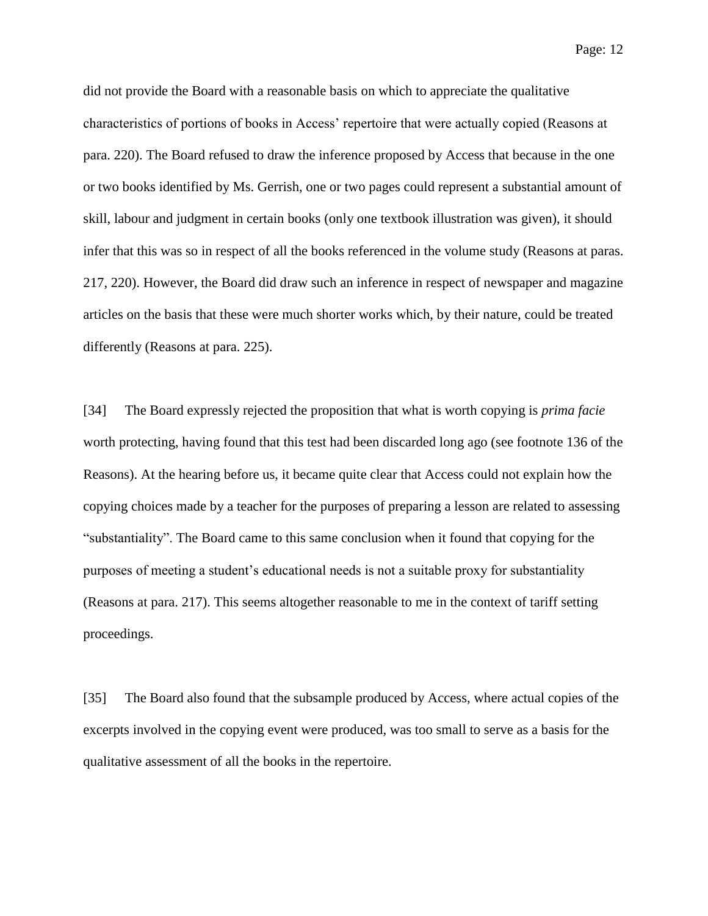did not provide the Board with a reasonable basis on which to appreciate the qualitative characteristics of portions of books in Access' repertoire that were actually copied (Reasons at para. 220). The Board refused to draw the inference proposed by Access that because in the one or two books identified by Ms. Gerrish, one or two pages could represent a substantial amount of skill, labour and judgment in certain books (only one textbook illustration was given), it should infer that this was so in respect of all the books referenced in the volume study (Reasons at paras. 217, 220). However, the Board did draw such an inference in respect of newspaper and magazine articles on the basis that these were much shorter works which, by their nature, could be treated differently (Reasons at para. 225).

[34] The Board expressly rejected the proposition that what is worth copying is *prima facie* worth protecting, having found that this test had been discarded long ago (see footnote 136 of the Reasons). At the hearing before us, it became quite clear that Access could not explain how the copying choices made by a teacher for the purposes of preparing a lesson are related to assessing "substantiality". The Board came to this same conclusion when it found that copying for the purposes of meeting a student's educational needs is not a suitable proxy for substantiality (Reasons at para. 217). This seems altogether reasonable to me in the context of tariff setting proceedings.

[35] The Board also found that the subsample produced by Access, where actual copies of the excerpts involved in the copying event were produced, was too small to serve as a basis for the qualitative assessment of all the books in the repertoire.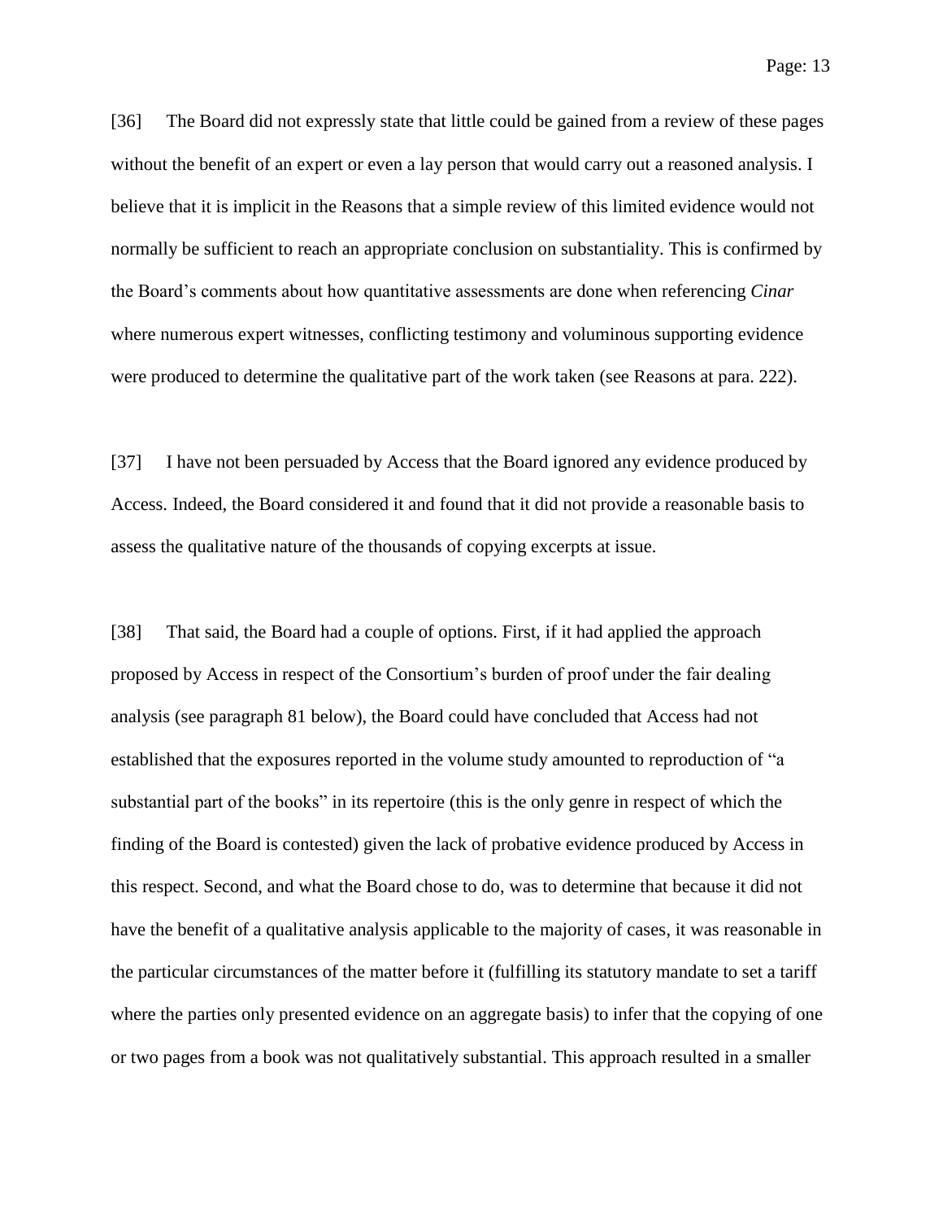[36] The Board did not expressly state that little could be gained from a review of these pages without the benefit of an expert or even a lay person that would carry out a reasoned analysis. I believe that it is implicit in the Reasons that a simple review of this limited evidence would not normally be sufficient to reach an appropriate conclusion on substantiality. This is confirmed by the Board's comments about how quantitative assessments are done when referencing *Cinar* where numerous expert witnesses, conflicting testimony and voluminous supporting evidence were produced to determine the qualitative part of the work taken (see Reasons at para. 222).

[37] I have not been persuaded by Access that the Board ignored any evidence produced by Access. Indeed, the Board considered it and found that it did not provide a reasonable basis to assess the qualitative nature of the thousands of copying excerpts at issue.

[38] That said, the Board had a couple of options. First, if it had applied the approach proposed by Access in respect of the Consortium's burden of proof under the fair dealing analysis (see paragraph 81 below), the Board could have concluded that Access had not established that the exposures reported in the volume study amounted to reproduction of "a substantial part of the books" in its repertoire (this is the only genre in respect of which the finding of the Board is contested) given the lack of probative evidence produced by Access in this respect. Second, and what the Board chose to do, was to determine that because it did not have the benefit of a qualitative analysis applicable to the majority of cases, it was reasonable in the particular circumstances of the matter before it (fulfilling its statutory mandate to set a tariff where the parties only presented evidence on an aggregate basis) to infer that the copying of one or two pages from a book was not qualitatively substantial. This approach resulted in a smaller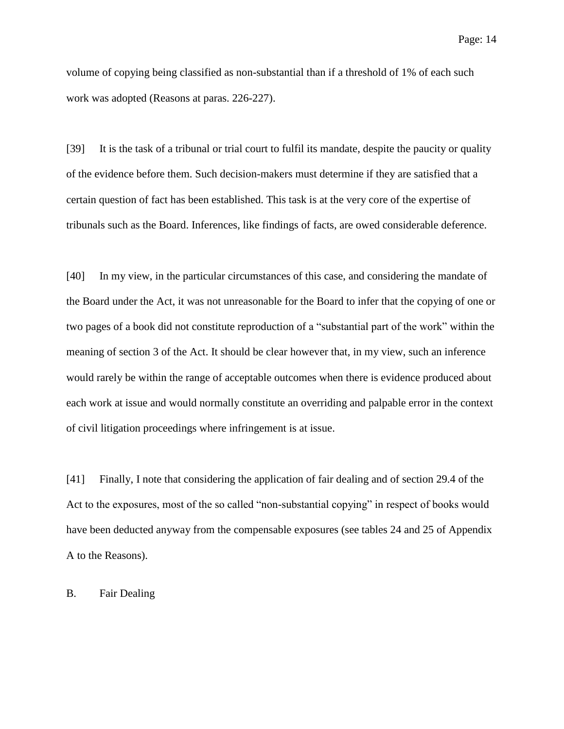volume of copying being classified as non-substantial than if a threshold of 1% of each such work was adopted (Reasons at paras. 226-227).

[39] It is the task of a tribunal or trial court to fulfil its mandate, despite the paucity or quality of the evidence before them. Such decision-makers must determine if they are satisfied that a certain question of fact has been established. This task is at the very core of the expertise of tribunals such as the Board. Inferences, like findings of facts, are owed considerable deference.

[40] In my view, in the particular circumstances of this case, and considering the mandate of the Board under the Act, it was not unreasonable for the Board to infer that the copying of one or two pages of a book did not constitute reproduction of a "substantial part of the work" within the meaning of section 3 of the Act. It should be clear however that, in my view, such an inference would rarely be within the range of acceptable outcomes when there is evidence produced about each work at issue and would normally constitute an overriding and palpable error in the context of civil litigation proceedings where infringement is at issue.

[41] Finally, I note that considering the application of fair dealing and of section 29.4 of the Act to the exposures, most of the so called "non-substantial copying" in respect of books would have been deducted anyway from the compensable exposures (see tables 24 and 25 of Appendix A to the Reasons).

## B. Fair Dealing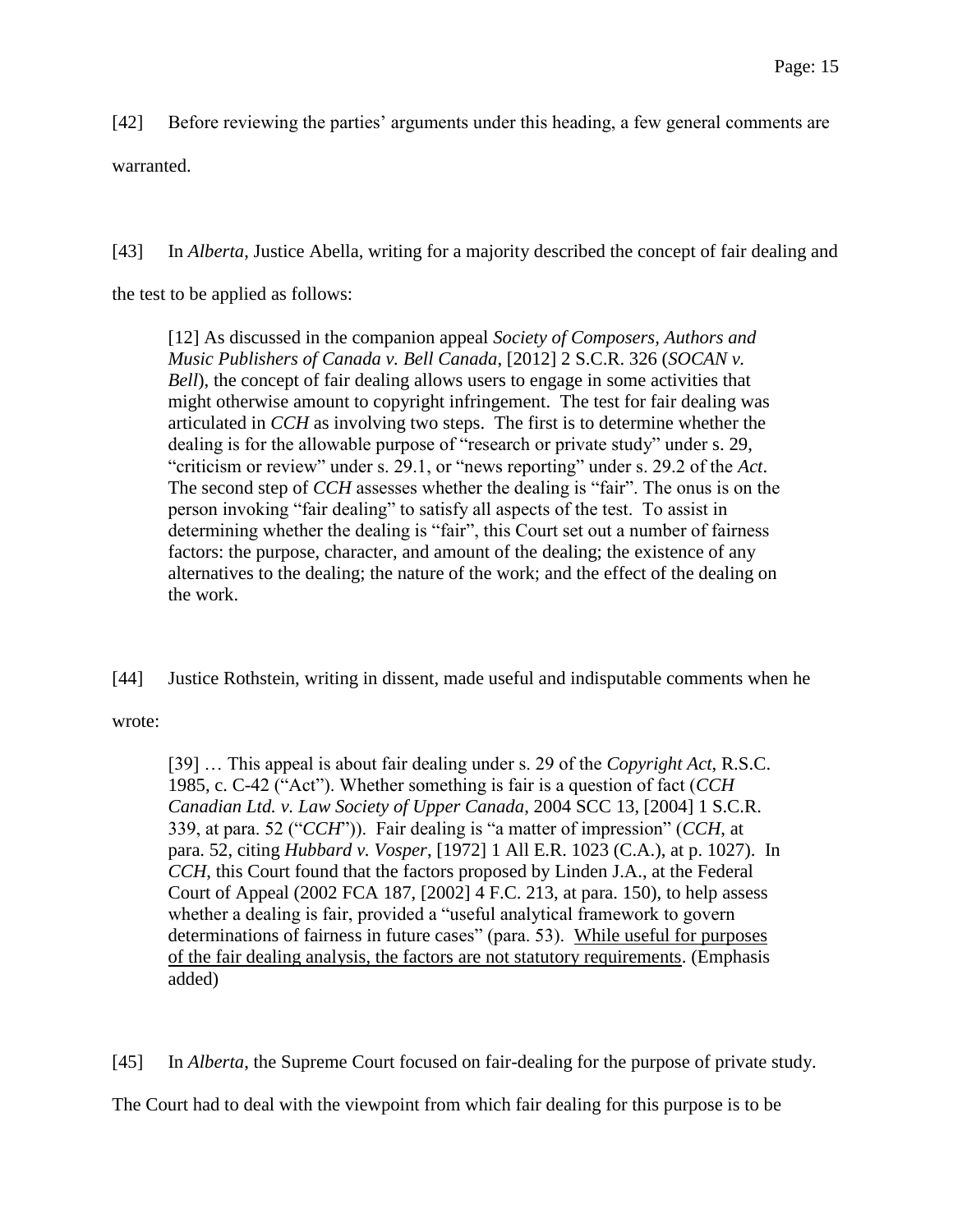[42] Before reviewing the parties' arguments under this heading, a few general comments are warranted.

[43] In *Alberta*, Justice Abella, writing for a majority described the concept of fair dealing and the test to be applied as follows:

> [12] As discussed in the companion appeal *Society of Composers, Authors and Music Publishers of Canada v. Bell Canada*, [2012] 2 S.C.R. 326 (*SOCAN v. Bell*), the concept of fair dealing allows users to engage in some activities that might otherwise amount to copyright infringement. The test for fair dealing was articulated in *CCH* as involving two steps. The first is to determine whether the dealing is for the allowable purpose of "research or private study" under s. 29, "criticism or review" under s. 29.1, or "news reporting" under s. 29.2 of the *Act*. The second step of *CCH* assesses whether the dealing is "fair". The onus is on the person invoking "fair dealing" to satisfy all aspects of the test. To assist in determining whether the dealing is "fair", this Court set out a number of fairness factors: the purpose, character, and amount of the dealing; the existence of any alternatives to the dealing; the nature of the work; and the effect of the dealing on the work.

[44] Justice Rothstein, writing in dissent, made useful and indisputable comments when he wrote:

> [39] … This appeal is about fair dealing under s. 29 of the *Copyright Act*, R.S.C. 1985, c. C-42 ("Act"). Whether something is fair is a question of fact (*CCH Canadian Ltd. v. Law Society of Upper Canada*, 2004 SCC 13, [2004] 1 S.C.R. 339, at para. 52 ("*CCH*")). Fair dealing is "a matter of impression" (*CCH*, at para. 52, citing *Hubbard v. Vosper*, [1972] 1 All E.R. 1023 (C.A.), at p. 1027). In *CCH*, this Court found that the factors proposed by Linden J.A., at the Federal Court of Appeal (2002 FCA 187, [2002] 4 F.C. 213, at para. 150), to help assess whether a dealing is fair, provided a "useful analytical framework to govern determinations of fairness in future cases" (para. 53). <u>While useful for purposes of the fair dealing analysis, the factors are not statutory requirements</u>. (Emphasis added)

[45] In *Alberta*, the Supreme Court focused on fair-dealing for the purpose of private study. The Court had to deal with the viewpoint from which fair dealing for this purpose is to be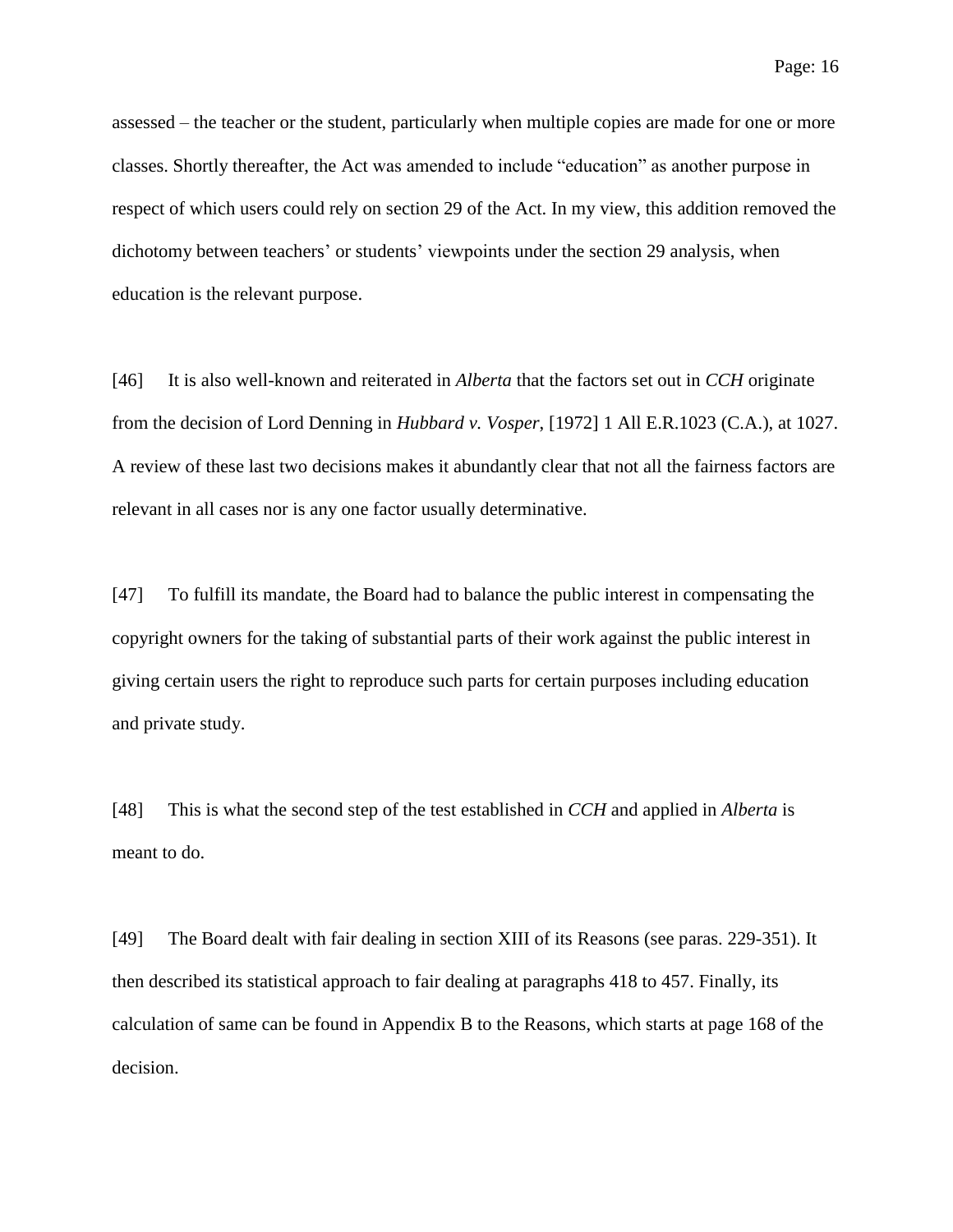assessed – the teacher or the student, particularly when multiple copies are made for one or more classes. Shortly thereafter, the Act was amended to include "education" as another purpose in respect of which users could rely on section 29 of the Act. In my view, this addition removed the dichotomy between teachers' or students' viewpoints under the section 29 analysis, when education is the relevant purpose.

[46] It is also well-known and reiterated in *Alberta* that the factors set out in *CCH* originate from the decision of Lord Denning in *Hubbard v. Vosper*, [1972] 1 All E.R.1023 (C.A.), at 1027. A review of these last two decisions makes it abundantly clear that not all the fairness factors are relevant in all cases nor is any one factor usually determinative.

[47] To fulfill its mandate, the Board had to balance the public interest in compensating the copyright owners for the taking of substantial parts of their work against the public interest in giving certain users the right to reproduce such parts for certain purposes including education and private study.

[48] This is what the second step of the test established in *CCH* and applied in *Alberta* is meant to do.

[49] The Board dealt with fair dealing in section XIII of its Reasons (see paras. 229-351). It then described its statistical approach to fair dealing at paragraphs 418 to 457. Finally, its calculation of same can be found in Appendix B to the Reasons, which starts at page 168 of the decision.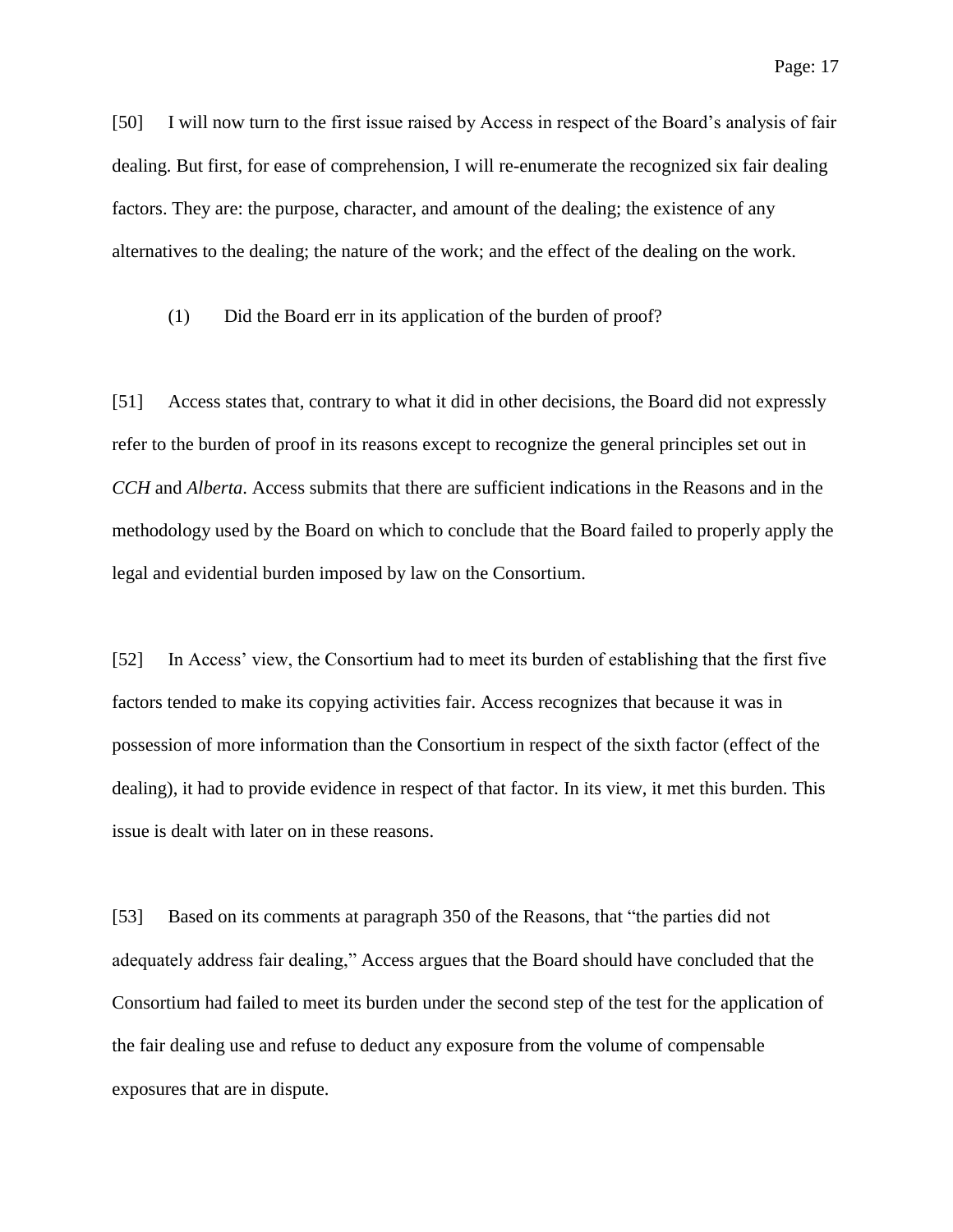[50] I will now turn to the first issue raised by Access in respect of the Board's analysis of fair dealing. But first, for ease of comprehension, I will re-enumerate the recognized six fair dealing factors. They are: the purpose, character, and amount of the dealing; the existence of any alternatives to the dealing; the nature of the work; and the effect of the dealing on the work.

(1) Did the Board err in its application of the burden of proof?

[51] Access states that, contrary to what it did in other decisions, the Board did not expressly refer to the burden of proof in its reasons except to recognize the general principles set out in *CCH* and *Alberta*. Access submits that there are sufficient indications in the Reasons and in the methodology used by the Board on which to conclude that the Board failed to properly apply the legal and evidential burden imposed by law on the Consortium.

[52] In Access' view, the Consortium had to meet its burden of establishing that the first five factors tended to make its copying activities fair. Access recognizes that because it was in possession of more information than the Consortium in respect of the sixth factor (effect of the dealing), it had to provide evidence in respect of that factor. In its view, it met this burden. This issue is dealt with later on in these reasons.

[53] Based on its comments at paragraph 350 of the Reasons, that "the parties did not adequately address fair dealing," Access argues that the Board should have concluded that the Consortium had failed to meet its burden under the second step of the test for the application of the fair dealing use and refuse to deduct any exposure from the volume of compensable exposures that are in dispute.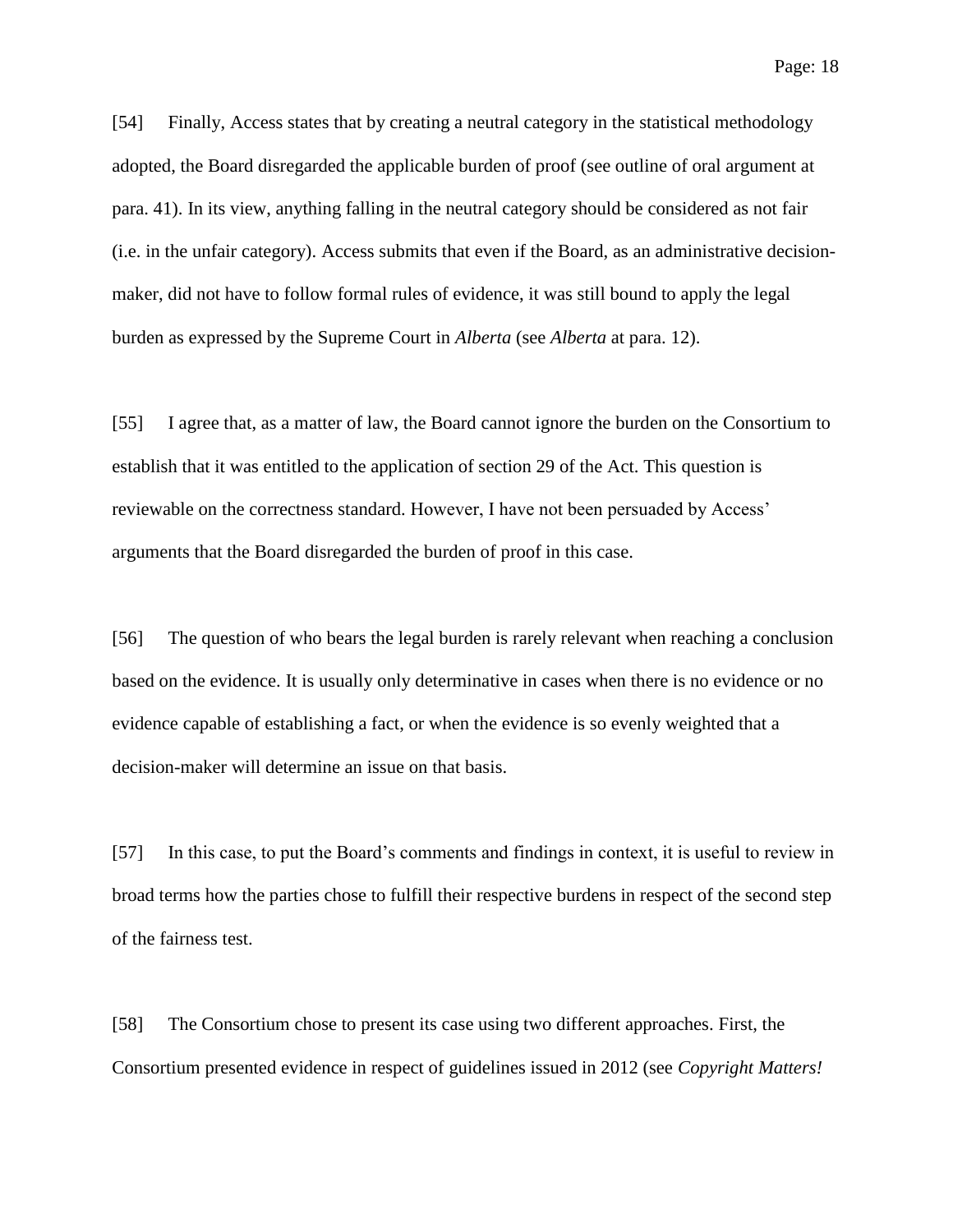[54] Finally, Access states that by creating a neutral category in the statistical methodology adopted, the Board disregarded the applicable burden of proof (see outline of oral argument at para. 41). In its view, anything falling in the neutral category should be considered as not fair (i.e. in the unfair category). Access submits that even if the Board, as an administrative decision-maker, did not have to follow formal rules of evidence, it was still bound to apply the legal burden as expressed by the Supreme Court in *Alberta* (see *Alberta* at para. 12).

[55] I agree that, as a matter of law, the Board cannot ignore the burden on the Consortium to establish that it was entitled to the application of section 29 of the Act. This question is reviewable on the correctness standard. However, I have not been persuaded by Access' arguments that the Board disregarded the burden of proof in this case.

[56] The question of who bears the legal burden is rarely relevant when reaching a conclusion based on the evidence. It is usually only determinative in cases when there is no evidence or no evidence capable of establishing a fact, or when the evidence is so evenly weighted that a decision-maker will determine an issue on that basis.

[57] In this case, to put the Board's comments and findings in context, it is useful to review in broad terms how the parties chose to fulfill their respective burdens in respect of the second step of the fairness test.

[58] The Consortium chose to present its case using two different approaches. First, the Consortium presented evidence in respect of guidelines issued in 2012 (see *Copyright Matters!*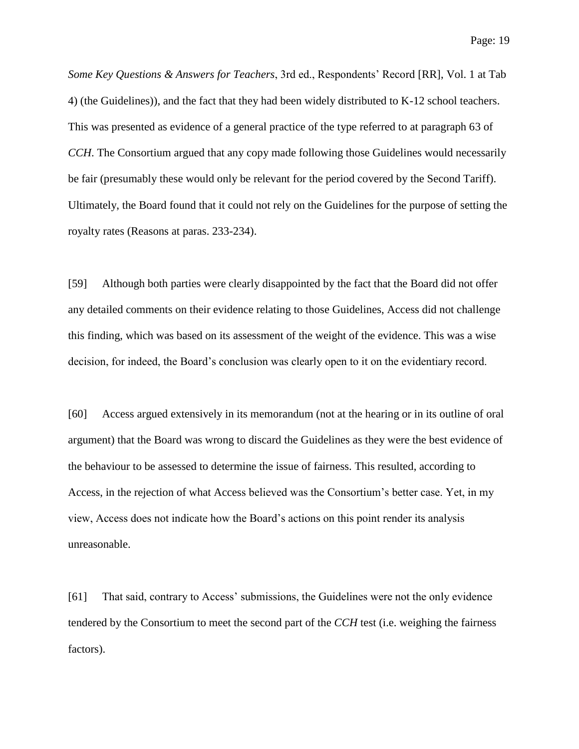*Some Key Questions & Answers for Teachers*, 3rd ed., Respondents' Record [RR], Vol. 1 at Tab 4) (the Guidelines)), and the fact that they had been widely distributed to K-12 school teachers. This was presented as evidence of a general practice of the type referred to at paragraph 63 of *CCH*. The Consortium argued that any copy made following those Guidelines would necessarily be fair (presumably these would only be relevant for the period covered by the Second Tariff). Ultimately, the Board found that it could not rely on the Guidelines for the purpose of setting the royalty rates (Reasons at paras. 233-234).

[59] Although both parties were clearly disappointed by the fact that the Board did not offer any detailed comments on their evidence relating to those Guidelines, Access did not challenge this finding, which was based on its assessment of the weight of the evidence. This was a wise decision, for indeed, the Board's conclusion was clearly open to it on the evidentiary record.

[60] Access argued extensively in its memorandum (not at the hearing or in its outline of oral argument) that the Board was wrong to discard the Guidelines as they were the best evidence of the behaviour to be assessed to determine the issue of fairness. This resulted, according to Access, in the rejection of what Access believed was the Consortium's better case. Yet, in my view, Access does not indicate how the Board's actions on this point render its analysis unreasonable.

[61] That said, contrary to Access' submissions, the Guidelines were not the only evidence tendered by the Consortium to meet the second part of the *CCH* test (i.e. weighing the fairness factors).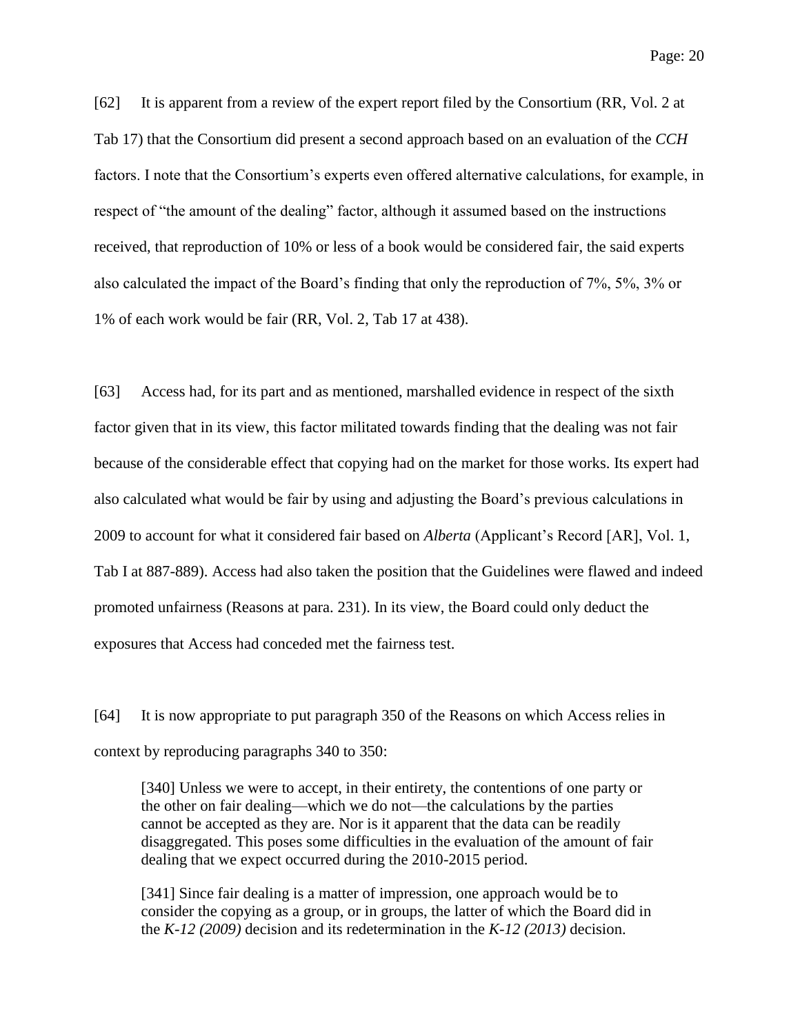[62] It is apparent from a review of the expert report filed by the Consortium (RR, Vol. 2 at Tab 17) that the Consortium did present a second approach based on an evaluation of the *CCH* factors. I note that the Consortium's experts even offered alternative calculations, for example, in respect of "the amount of the dealing" factor, although it assumed based on the instructions received, that reproduction of 10% or less of a book would be considered fair, the said experts also calculated the impact of the Board's finding that only the reproduction of 7%, 5%, 3% or 1% of each work would be fair (RR, Vol. 2, Tab 17 at 438).

[63] Access had, for its part and as mentioned, marshalled evidence in respect of the sixth factor given that in its view, this factor militated towards finding that the dealing was not fair because of the considerable effect that copying had on the market for those works. Its expert had also calculated what would be fair by using and adjusting the Board's previous calculations in 2009 to account for what it considered fair based on *Alberta* (Applicant's Record [AR], Vol. 1, Tab I at 887-889). Access had also taken the position that the Guidelines were flawed and indeed promoted unfairness (Reasons at para. 231). In its view, the Board could only deduct the exposures that Access had conceded met the fairness test.

[64] It is now appropriate to put paragraph 350 of the Reasons on which Access relies in context by reproducing paragraphs 340 to 350:

> [340] Unless we were to accept, in their entirety, the contentions of one party or the other on fair dealing—which we do not—the calculations by the parties cannot be accepted as they are. Nor is it apparent that the data can be readily disaggregated. This poses some difficulties in the evaluation of the amount of fair dealing that we expect occurred during the 2010-2015 period.
>
> [341] Since fair dealing is a matter of impression, one approach would be to consider the copying as a group, or in groups, the latter of which the Board did in the *K-12 (2009)* decision and its redetermination in the *K-12 (2013)* decision.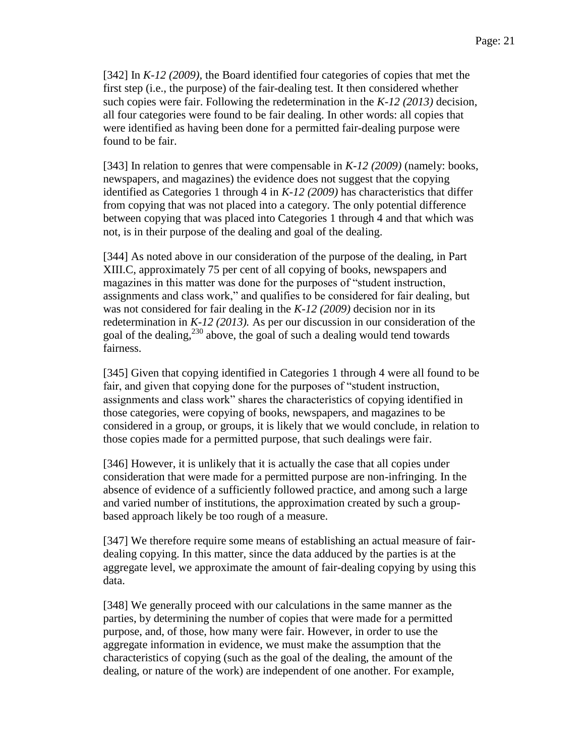[342] In *K-12 (2009)*, the Board identified four categories of copies that met the first step (i.e., the purpose) of the fair-dealing test. It then considered whether such copies were fair. Following the redetermination in the *K-12 (2013)* decision, all four categories were found to be fair dealing. In other words: all copies that were identified as having been done for a permitted fair-dealing purpose were found to be fair.

[343] In relation to genres that were compensable in *K-12 (2009)* (namely: books, newspapers, and magazines) the evidence does not suggest that the copying identified as Categories 1 through 4 in *K-12 (2009)* has characteristics that differ from copying that was not placed into a category. The only potential difference between copying that was placed into Categories 1 through 4 and that which was not, is in their purpose of the dealing and goal of the dealing.

[344] As noted above in our consideration of the purpose of the dealing, in Part XIII.C, approximately 75 per cent of all copying of books, newspapers and magazines in this matter was done for the purposes of "student instruction, assignments and class work," and qualifies to be considered for fair dealing, but was not considered for fair dealing in the *K-12 (2009)* decision nor in its redetermination in *K-12 (2013).* As per our discussion in our consideration of the goal of the dealing,[230] above, the goal of such a dealing would tend towards fairness.

[345] Given that copying identified in Categories 1 through 4 were all found to be fair, and given that copying done for the purposes of "student instruction, assignments and class work" shares the characteristics of copying identified in those categories, were copying of books, newspapers, and magazines to be considered in a group, or groups, it is likely that we would conclude, in relation to those copies made for a permitted purpose, that such dealings were fair.

[346] However, it is unlikely that it is actually the case that all copies under consideration that were made for a permitted purpose are non-infringing. In the absence of evidence of a sufficiently followed practice, and among such a large and varied number of institutions, the approximation created by such a group-based approach likely be too rough of a measure.

[347] We therefore require some means of establishing an actual measure of fair-dealing copying. In this matter, since the data adduced by the parties is at the aggregate level, we approximate the amount of fair-dealing copying by using this data.

[348] We generally proceed with our calculations in the same manner as the parties, by determining the number of copies that were made for a permitted purpose, and, of those, how many were fair. However, in order to use the aggregate information in evidence, we must make the assumption that the characteristics of copying (such as the goal of the dealing, the amount of the dealing, or nature of the work) are independent of one another. For example,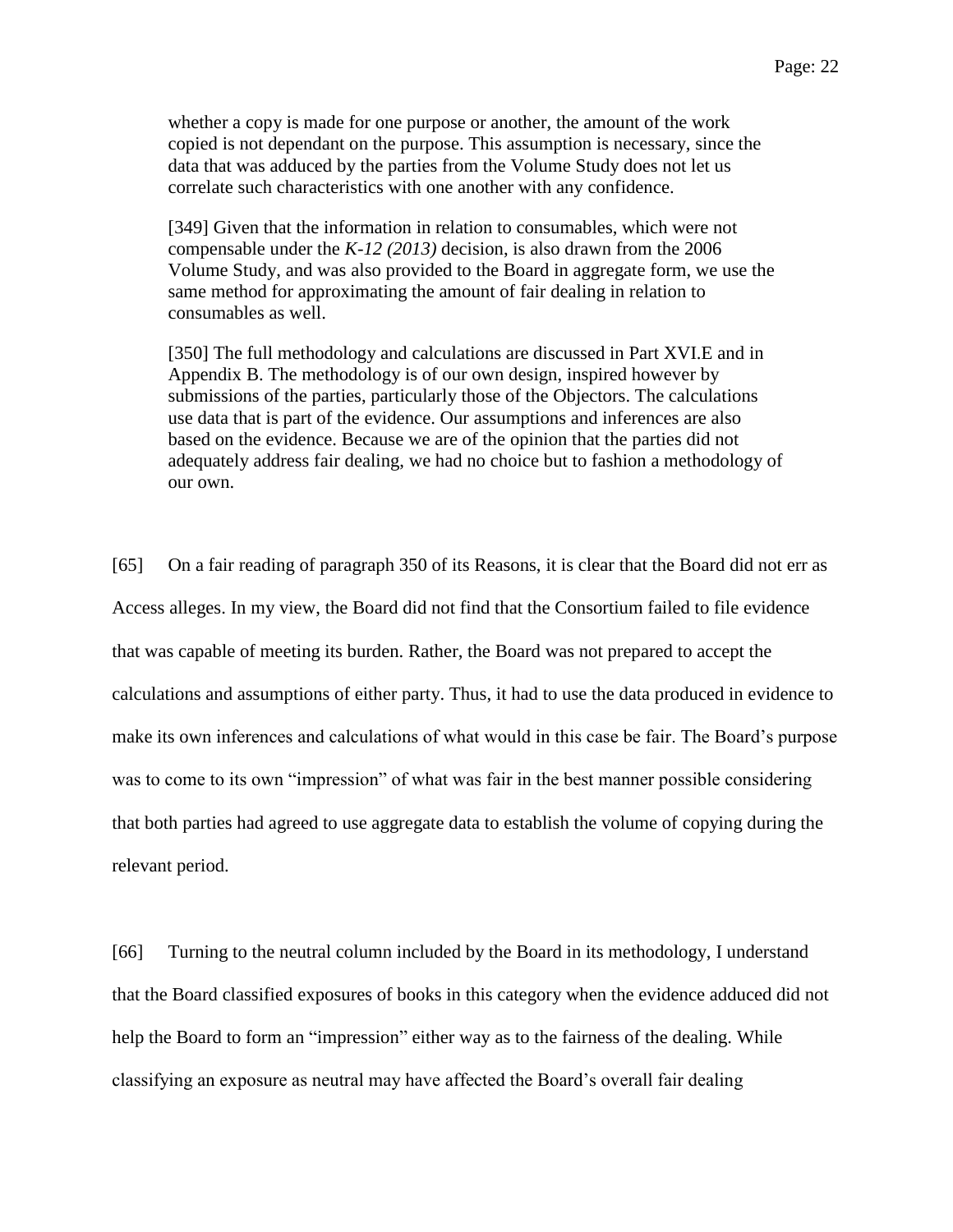> whether a copy is made for one purpose or another, the amount of the work copied is not dependant on the purpose. This assumption is necessary, since the data that was adduced by the parties from the Volume Study does not let us correlate such characteristics with one another with any confidence.
>
> [349] Given that the information in relation to consumables, which were not compensable under the *K-12 (2013)* decision, is also drawn from the 2006 Volume Study, and was also provided to the Board in aggregate form, we use the same method for approximating the amount of fair dealing in relation to consumables as well.
>
> [350] The full methodology and calculations are discussed in Part XVI.E and in Appendix B. The methodology is of our own design, inspired however by submissions of the parties, particularly those of the Objectors. The calculations use data that is part of the evidence. Our assumptions and inferences are also based on the evidence. Because we are of the opinion that the parties did not adequately address fair dealing, we had no choice but to fashion a methodology of our own.

[65] On a fair reading of paragraph 350 of its Reasons, it is clear that the Board did not err as Access alleges. In my view, the Board did not find that the Consortium failed to file evidence that was capable of meeting its burden. Rather, the Board was not prepared to accept the calculations and assumptions of either party. Thus, it had to use the data produced in evidence to make its own inferences and calculations of what would in this case be fair. The Board's purpose was to come to its own "impression" of what was fair in the best manner possible considering that both parties had agreed to use aggregate data to establish the volume of copying during the relevant period.

[66] Turning to the neutral column included by the Board in its methodology, I understand that the Board classified exposures of books in this category when the evidence adduced did not help the Board to form an "impression" either way as to the fairness of the dealing. While classifying an exposure as neutral may have affected the Board's overall fair dealing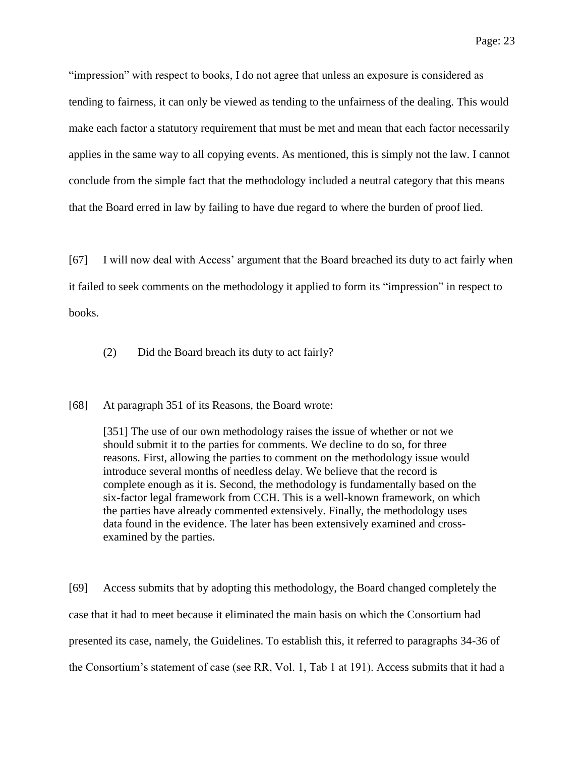"impression" with respect to books, I do not agree that unless an exposure is considered as tending to fairness, it can only be viewed as tending to the unfairness of the dealing. This would make each factor a statutory requirement that must be met and mean that each factor necessarily applies in the same way to all copying events. As mentioned, this is simply not the law. I cannot conclude from the simple fact that the methodology included a neutral category that this means that the Board erred in law by failing to have due regard to where the burden of proof lied.

[67] I will now deal with Access' argument that the Board breached its duty to act fairly when it failed to seek comments on the methodology it applied to form its "impression" in respect to books.

(2) Did the Board breach its duty to act fairly?

[68] At paragraph 351 of its Reasons, the Board wrote:

> [351] The use of our own methodology raises the issue of whether or not we should submit it to the parties for comments. We decline to do so, for three reasons. First, allowing the parties to comment on the methodology issue would introduce several months of needless delay. We believe that the record is complete enough as it is. Second, the methodology is fundamentally based on the six-factor legal framework from CCH. This is a well-known framework, on which the parties have already commented extensively. Finally, the methodology uses data found in the evidence. The later has been extensively examined and cross-examined by the parties.

[69] Access submits that by adopting this methodology, the Board changed completely the case that it had to meet because it eliminated the main basis on which the Consortium had presented its case, namely, the Guidelines. To establish this, it referred to paragraphs 34-36 of the Consortium's statement of case (see RR, Vol. 1, Tab 1 at 191). Access submits that it had a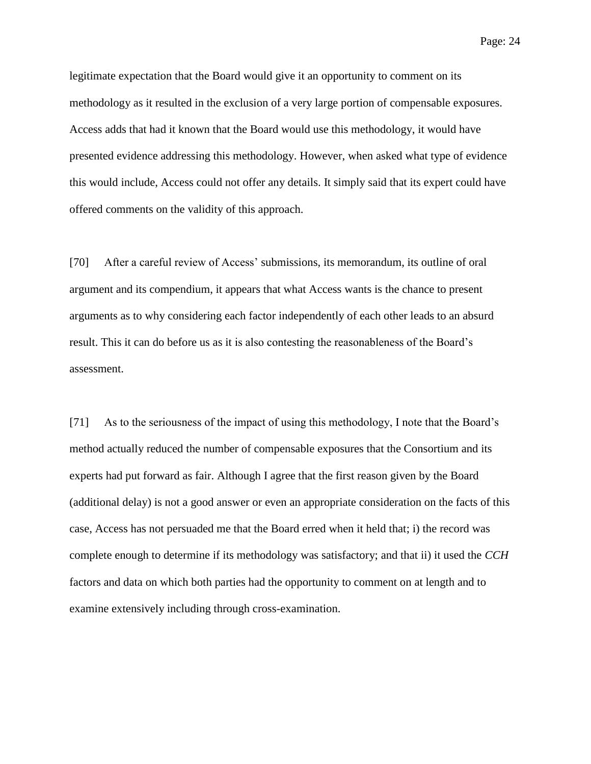legitimate expectation that the Board would give it an opportunity to comment on its methodology as it resulted in the exclusion of a very large portion of compensable exposures. Access adds that had it known that the Board would use this methodology, it would have presented evidence addressing this methodology. However, when asked what type of evidence this would include, Access could not offer any details. It simply said that its expert could have offered comments on the validity of this approach.

[70] After a careful review of Access' submissions, its memorandum, its outline of oral argument and its compendium, it appears that what Access wants is the chance to present arguments as to why considering each factor independently of each other leads to an absurd result. This it can do before us as it is also contesting the reasonableness of the Board's assessment.

[71] As to the seriousness of the impact of using this methodology, I note that the Board's method actually reduced the number of compensable exposures that the Consortium and its experts had put forward as fair. Although I agree that the first reason given by the Board (additional delay) is not a good answer or even an appropriate consideration on the facts of this case, Access has not persuaded me that the Board erred when it held that; i) the record was complete enough to determine if its methodology was satisfactory; and that ii) it used the *CCH* factors and data on which both parties had the opportunity to comment on at length and to examine extensively including through cross-examination.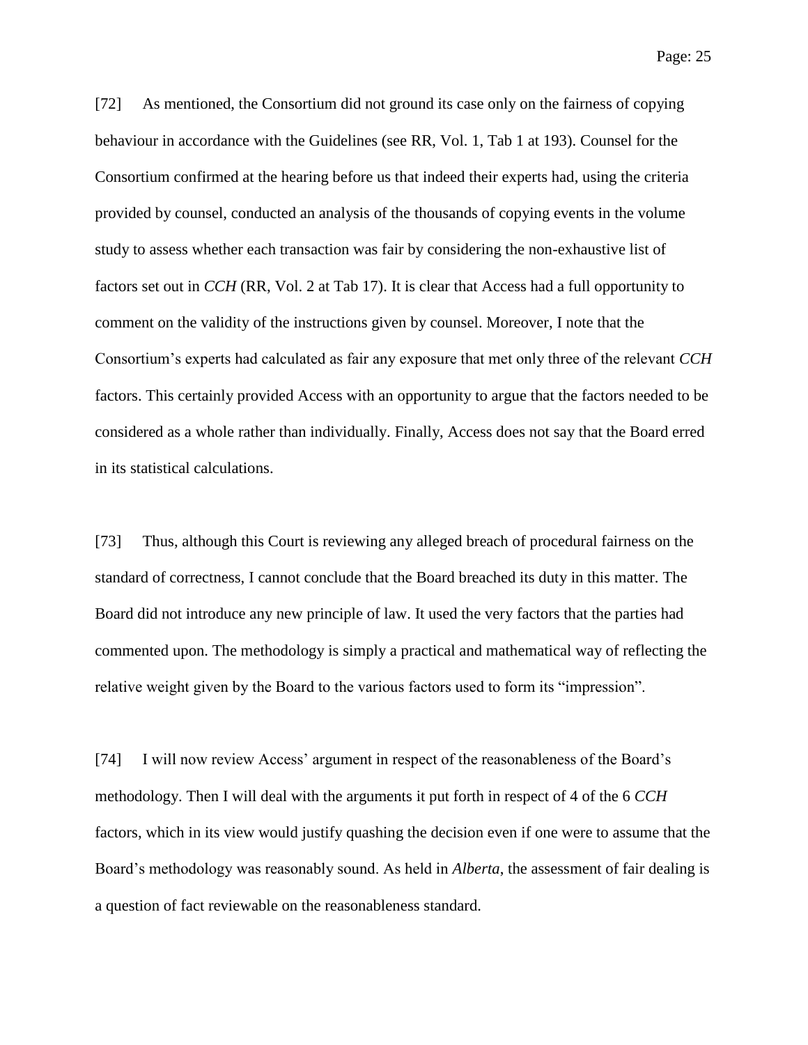[72] As mentioned, the Consortium did not ground its case only on the fairness of copying behaviour in accordance with the Guidelines (see RR, Vol. 1, Tab 1 at 193). Counsel for the Consortium confirmed at the hearing before us that indeed their experts had, using the criteria provided by counsel, conducted an analysis of the thousands of copying events in the volume study to assess whether each transaction was fair by considering the non-exhaustive list of factors set out in *CCH* (RR, Vol. 2 at Tab 17). It is clear that Access had a full opportunity to comment on the validity of the instructions given by counsel. Moreover, I note that the Consortium's experts had calculated as fair any exposure that met only three of the relevant *CCH* factors. This certainly provided Access with an opportunity to argue that the factors needed to be considered as a whole rather than individually. Finally, Access does not say that the Board erred in its statistical calculations.

[73] Thus, although this Court is reviewing any alleged breach of procedural fairness on the standard of correctness, I cannot conclude that the Board breached its duty in this matter. The Board did not introduce any new principle of law. It used the very factors that the parties had commented upon. The methodology is simply a practical and mathematical way of reflecting the relative weight given by the Board to the various factors used to form its "impression".

[74] I will now review Access' argument in respect of the reasonableness of the Board's methodology. Then I will deal with the arguments it put forth in respect of 4 of the 6 *CCH* factors, which in its view would justify quashing the decision even if one were to assume that the Board's methodology was reasonably sound. As held in *Alberta*, the assessment of fair dealing is a question of fact reviewable on the reasonableness standard.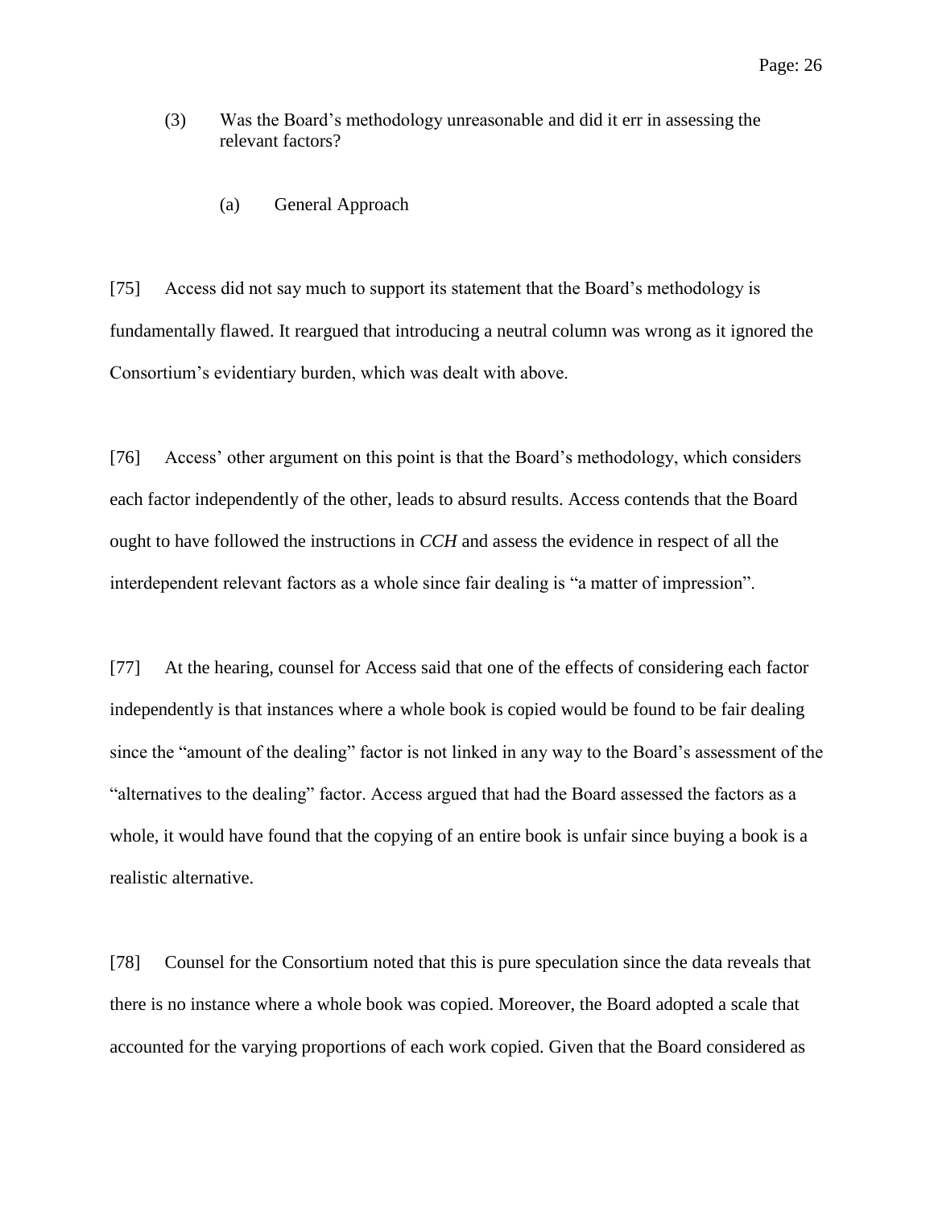(3) Was the Board's methodology unreasonable and did it err in assessing the relevant factors?

(a) General Approach

[75] Access did not say much to support its statement that the Board's methodology is fundamentally flawed. It reargued that introducing a neutral column was wrong as it ignored the Consortium's evidentiary burden, which was dealt with above.

[76] Access' other argument on this point is that the Board's methodology, which considers each factor independently of the other, leads to absurd results. Access contends that the Board ought to have followed the instructions in *CCH* and assess the evidence in respect of all the interdependent relevant factors as a whole since fair dealing is "a matter of impression".

[77] At the hearing, counsel for Access said that one of the effects of considering each factor independently is that instances where a whole book is copied would be found to be fair dealing since the "amount of the dealing" factor is not linked in any way to the Board's assessment of the "alternatives to the dealing" factor. Access argued that had the Board assessed the factors as a whole, it would have found that the copying of an entire book is unfair since buying a book is a realistic alternative.

[78] Counsel for the Consortium noted that this is pure speculation since the data reveals that there is no instance where a whole book was copied. Moreover, the Board adopted a scale that accounted for the varying proportions of each work copied. Given that the Board considered as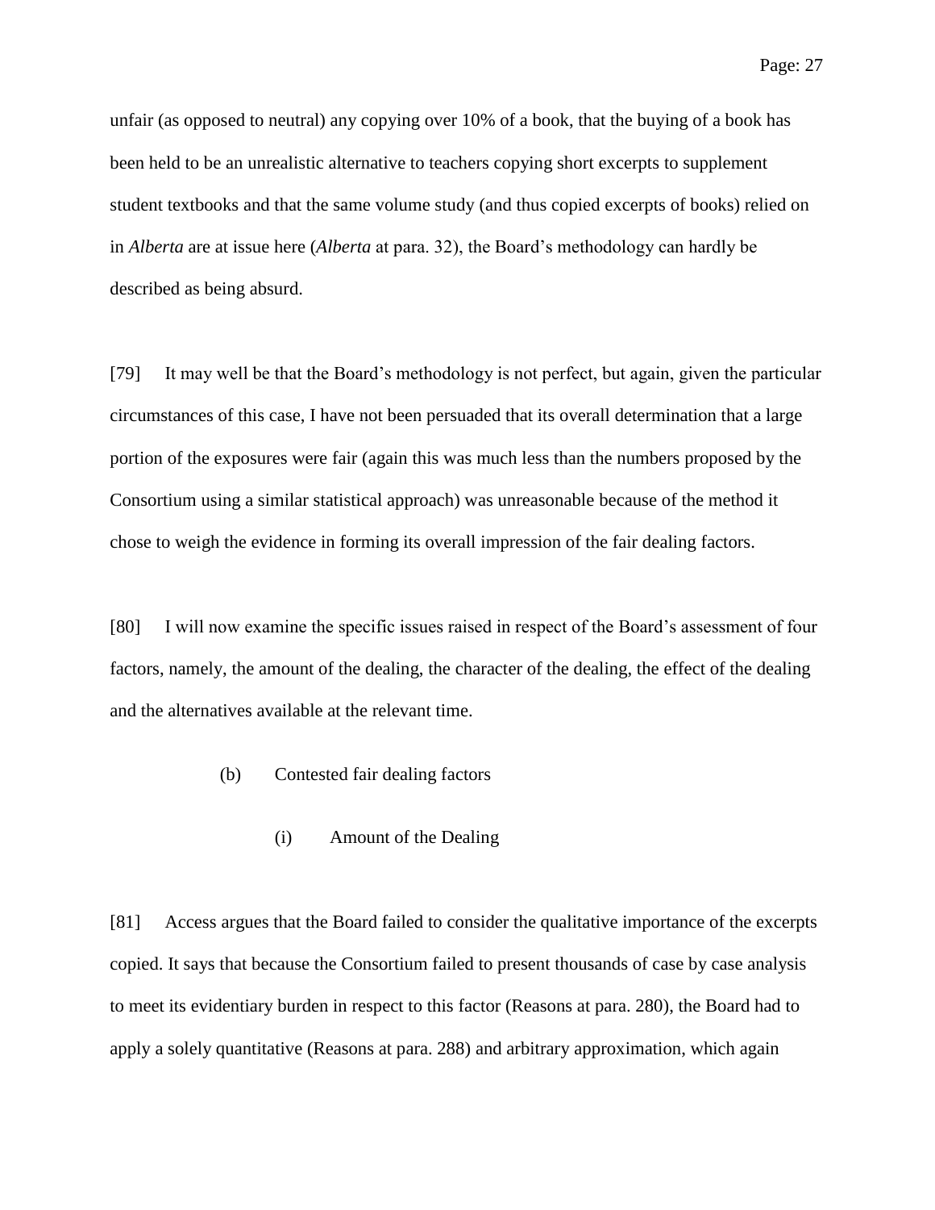unfair (as opposed to neutral) any copying over 10% of a book, that the buying of a book has been held to be an unrealistic alternative to teachers copying short excerpts to supplement student textbooks and that the same volume study (and thus copied excerpts of books) relied on in *Alberta* are at issue here (*Alberta* at para. 32), the Board's methodology can hardly be described as being absurd.

[79] It may well be that the Board's methodology is not perfect, but again, given the particular circumstances of this case, I have not been persuaded that its overall determination that a large portion of the exposures were fair (again this was much less than the numbers proposed by the Consortium using a similar statistical approach) was unreasonable because of the method it chose to weigh the evidence in forming its overall impression of the fair dealing factors.

[80] I will now examine the specific issues raised in respect of the Board's assessment of four factors, namely, the amount of the dealing, the character of the dealing, the effect of the dealing and the alternatives available at the relevant time.

(b) Contested fair dealing factors

(i) Amount of the Dealing

[81] Access argues that the Board failed to consider the qualitative importance of the excerpts copied. It says that because the Consortium failed to present thousands of case by case analysis to meet its evidentiary burden in respect to this factor (Reasons at para. 280), the Board had to apply a solely quantitative (Reasons at para. 288) and arbitrary approximation, which again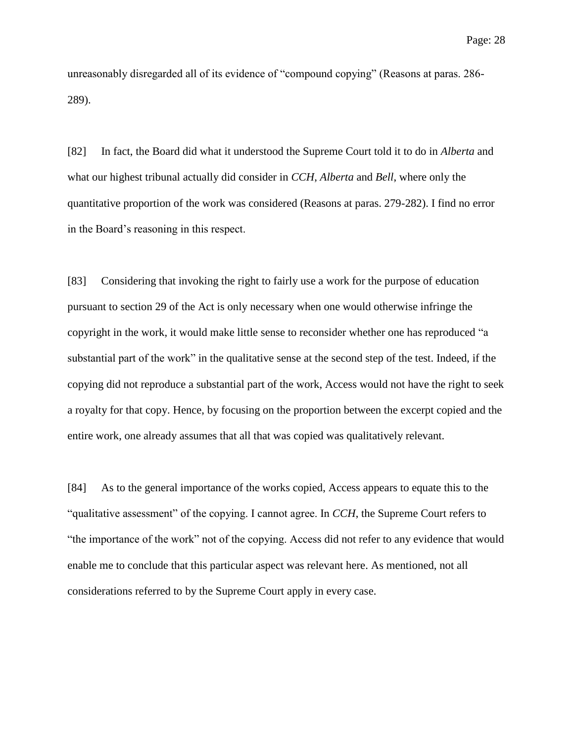unreasonably disregarded all of its evidence of "compound copying" (Reasons at paras. 286-289).

[82] In fact, the Board did what it understood the Supreme Court told it to do in *Alberta* and what our highest tribunal actually did consider in *CCH*, *Alberta* and *Bell*, where only the quantitative proportion of the work was considered (Reasons at paras. 279-282). I find no error in the Board's reasoning in this respect.

[83] Considering that invoking the right to fairly use a work for the purpose of education pursuant to section 29 of the Act is only necessary when one would otherwise infringe the copyright in the work, it would make little sense to reconsider whether one has reproduced "a substantial part of the work" in the qualitative sense at the second step of the test. Indeed, if the copying did not reproduce a substantial part of the work, Access would not have the right to seek a royalty for that copy. Hence, by focusing on the proportion between the excerpt copied and the entire work, one already assumes that all that was copied was qualitatively relevant.

[84] As to the general importance of the works copied, Access appears to equate this to the "qualitative assessment" of the copying. I cannot agree. In *CCH*, the Supreme Court refers to "the importance of the work" not of the copying. Access did not refer to any evidence that would enable me to conclude that this particular aspect was relevant here. As mentioned, not all considerations referred to by the Supreme Court apply in every case.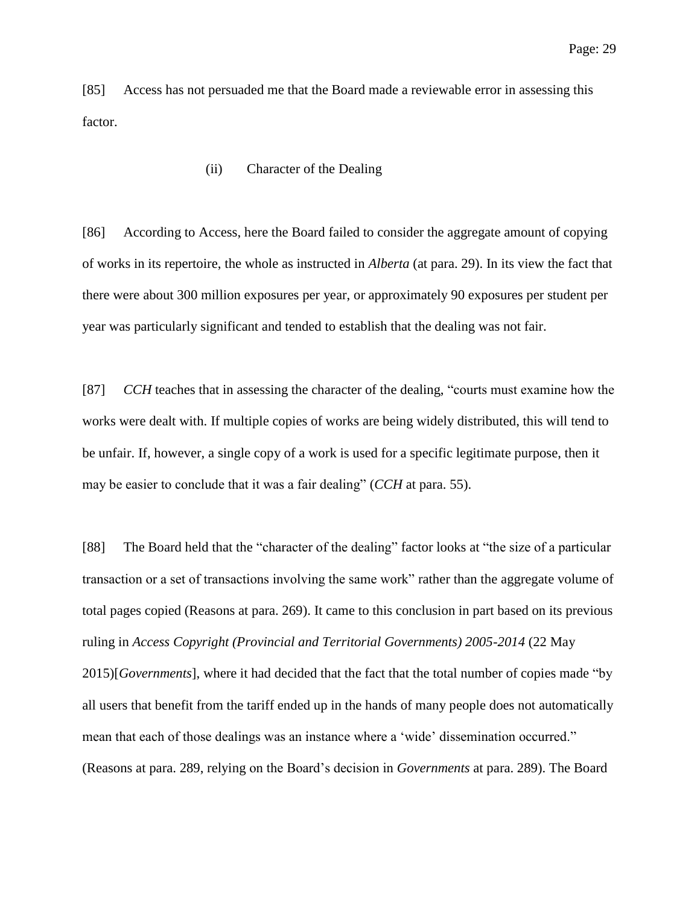[85] Access has not persuaded me that the Board made a reviewable error in assessing this factor.

(ii) Character of the Dealing

[86] According to Access, here the Board failed to consider the aggregate amount of copying of works in its repertoire, the whole as instructed in *Alberta* (at para. 29). In its view the fact that there were about 300 million exposures per year, or approximately 90 exposures per student per year was particularly significant and tended to establish that the dealing was not fair.

[87] *CCH* teaches that in assessing the character of the dealing, "courts must examine how the works were dealt with. If multiple copies of works are being widely distributed, this will tend to be unfair. If, however, a single copy of a work is used for a specific legitimate purpose, then it may be easier to conclude that it was a fair dealing" (*CCH* at para. 55).

[88] The Board held that the "character of the dealing" factor looks at "the size of a particular transaction or a set of transactions involving the same work" rather than the aggregate volume of total pages copied (Reasons at para. 269). It came to this conclusion in part based on its previous ruling in *Access Copyright (Provincial and Territorial Governments) 2005-2014* (22 May 2015)[*Governments*], where it had decided that the fact that the total number of copies made "by all users that benefit from the tariff ended up in the hands of many people does not automatically mean that each of those dealings was an instance where a 'wide' dissemination occurred." (Reasons at para. 289, relying on the Board's decision in *Governments* at para. 289). The Board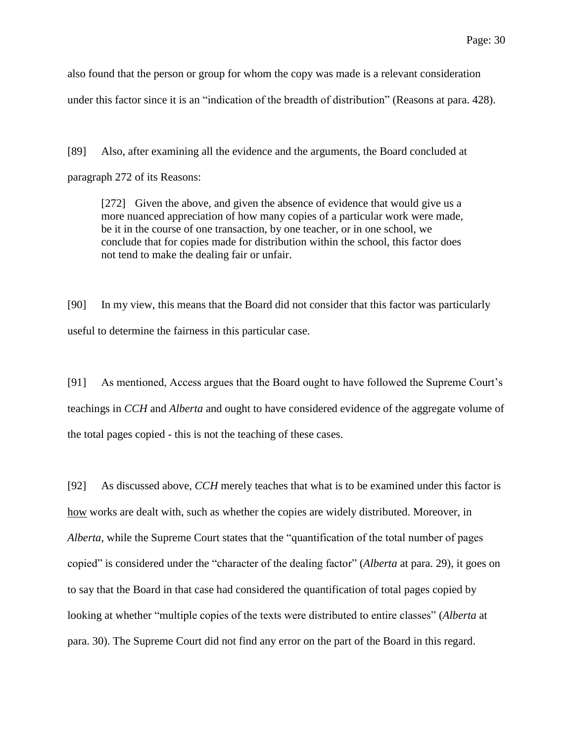also found that the person or group for whom the copy was made is a relevant consideration under this factor since it is an "indication of the breadth of distribution" (Reasons at para. 428).

[89] Also, after examining all the evidence and the arguments, the Board concluded at paragraph 272 of its Reasons:

> [272] Given the above, and given the absence of evidence that would give us a more nuanced appreciation of how many copies of a particular work were made, be it in the course of one transaction, by one teacher, or in one school, we conclude that for copies made for distribution within the school, this factor does not tend to make the dealing fair or unfair.

[90] In my view, this means that the Board did not consider that this factor was particularly useful to determine the fairness in this particular case.

[91] As mentioned, Access argues that the Board ought to have followed the Supreme Court's teachings in *CCH* and *Alberta* and ought to have considered evidence of the aggregate volume of the total pages copied - this is not the teaching of these cases.

[92] As discussed above, *CCH* merely teaches that what is to be examined under this factor is <u>how</u> works are dealt with, such as whether the copies are widely distributed. Moreover, in *Alberta*, while the Supreme Court states that the "quantification of the total number of pages copied" is considered under the "character of the dealing factor" (*Alberta* at para. 29), it goes on to say that the Board in that case had considered the quantification of total pages copied by looking at whether "multiple copies of the texts were distributed to entire classes" (*Alberta* at para. 30). The Supreme Court did not find any error on the part of the Board in this regard.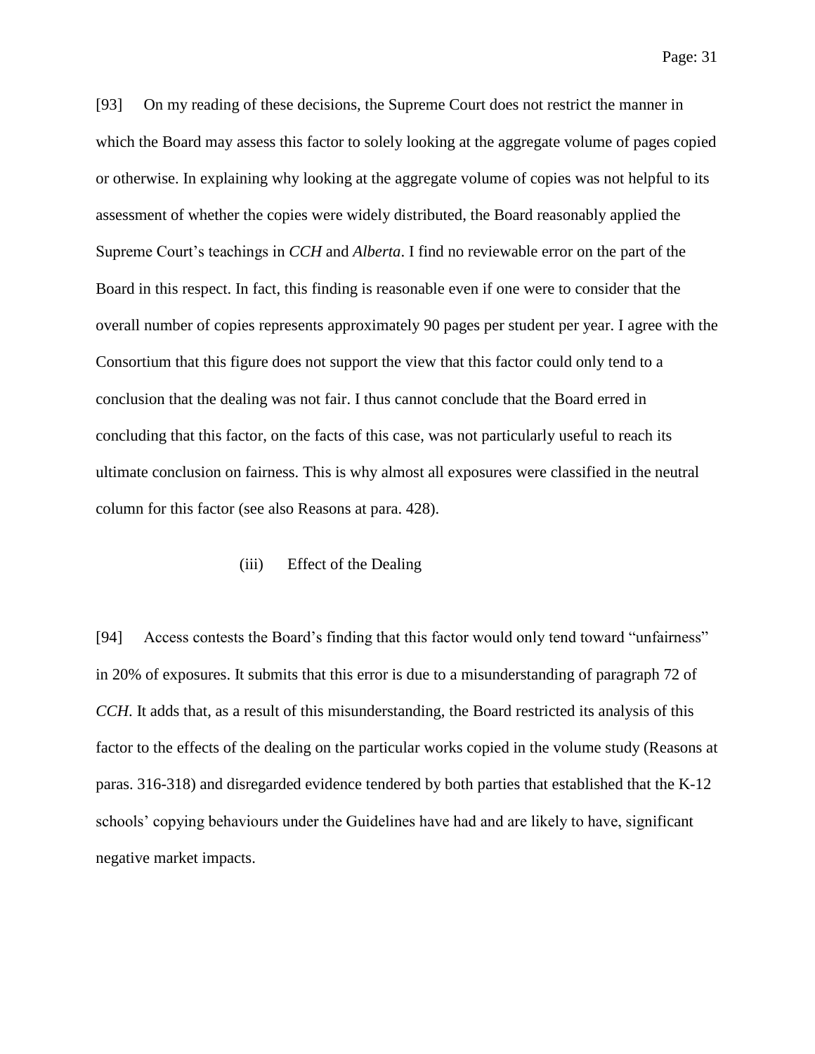[93] On my reading of these decisions, the Supreme Court does not restrict the manner in which the Board may assess this factor to solely looking at the aggregate volume of pages copied or otherwise. In explaining why looking at the aggregate volume of copies was not helpful to its assessment of whether the copies were widely distributed, the Board reasonably applied the Supreme Court's teachings in *CCH* and *Alberta*. I find no reviewable error on the part of the Board in this respect. In fact, this finding is reasonable even if one were to consider that the overall number of copies represents approximately 90 pages per student per year. I agree with the Consortium that this figure does not support the view that this factor could only tend to a conclusion that the dealing was not fair. I thus cannot conclude that the Board erred in concluding that this factor, on the facts of this case, was not particularly useful to reach its ultimate conclusion on fairness. This is why almost all exposures were classified in the neutral column for this factor (see also Reasons at para. 428).

(iii) Effect of the Dealing

[94] Access contests the Board's finding that this factor would only tend toward "unfairness" in 20% of exposures. It submits that this error is due to a misunderstanding of paragraph 72 of *CCH*. It adds that, as a result of this misunderstanding, the Board restricted its analysis of this factor to the effects of the dealing on the particular works copied in the volume study (Reasons at paras. 316-318) and disregarded evidence tendered by both parties that established that the K-12 schools' copying behaviours under the Guidelines have had and are likely to have, significant negative market impacts.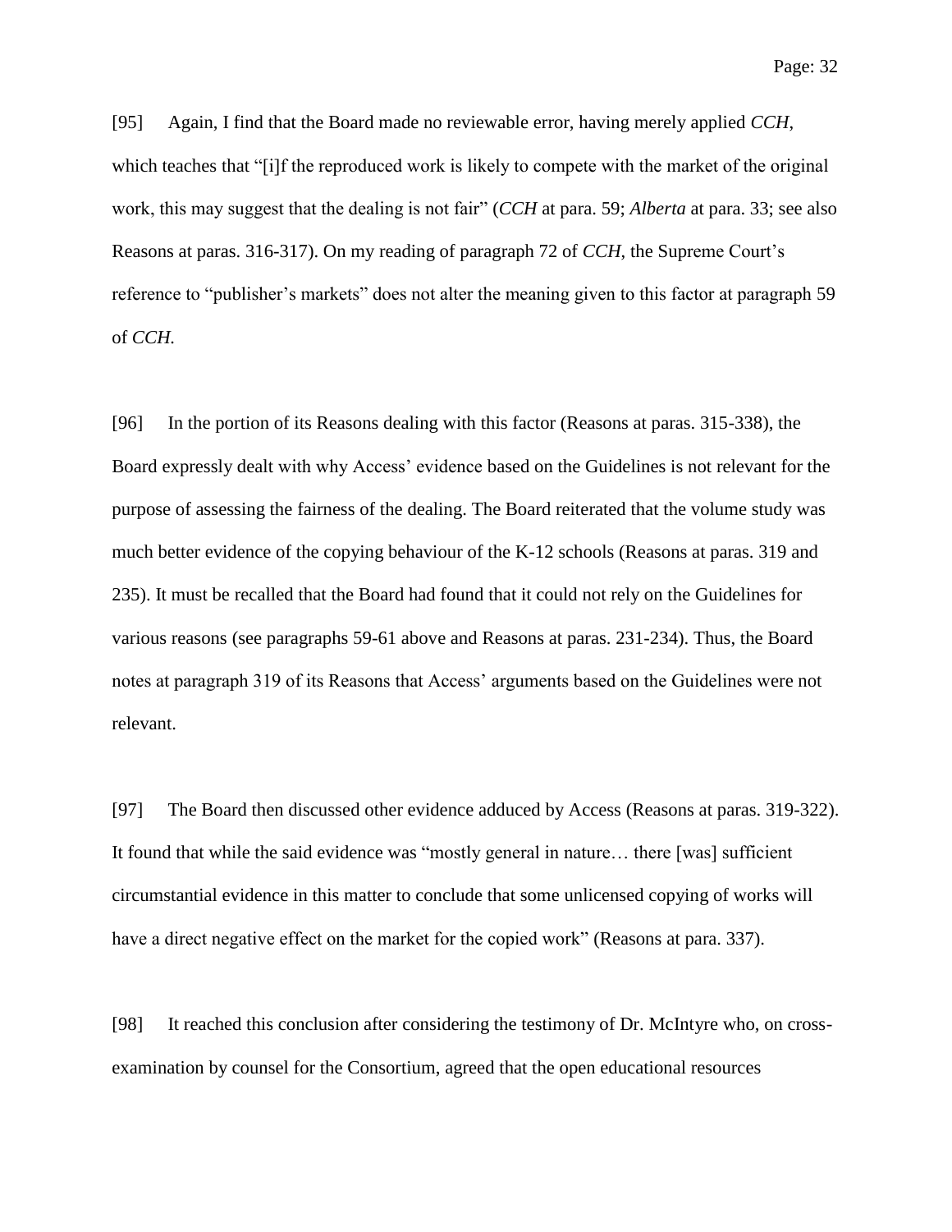[95] Again, I find that the Board made no reviewable error, having merely applied *CCH*, which teaches that "[i]f the reproduced work is likely to compete with the market of the original work, this may suggest that the dealing is not fair" (*CCH* at para. 59; *Alberta* at para. 33; see also Reasons at paras. 316-317). On my reading of paragraph 72 of *CCH*, the Supreme Court's reference to "publisher's markets" does not alter the meaning given to this factor at paragraph 59 of *CCH*.

[96] In the portion of its Reasons dealing with this factor (Reasons at paras. 315-338), the Board expressly dealt with why Access' evidence based on the Guidelines is not relevant for the purpose of assessing the fairness of the dealing. The Board reiterated that the volume study was much better evidence of the copying behaviour of the K-12 schools (Reasons at paras. 319 and 235). It must be recalled that the Board had found that it could not rely on the Guidelines for various reasons (see paragraphs 59-61 above and Reasons at paras. 231-234). Thus, the Board notes at paragraph 319 of its Reasons that Access' arguments based on the Guidelines were not relevant.

[97] The Board then discussed other evidence adduced by Access (Reasons at paras. 319-322). It found that while the said evidence was "mostly general in nature… there [was] sufficient circumstantial evidence in this matter to conclude that some unlicensed copying of works will have a direct negative effect on the market for the copied work" (Reasons at para. 337).

[98] It reached this conclusion after considering the testimony of Dr. McIntyre who, on cross-examination by counsel for the Consortium, agreed that the open educational resources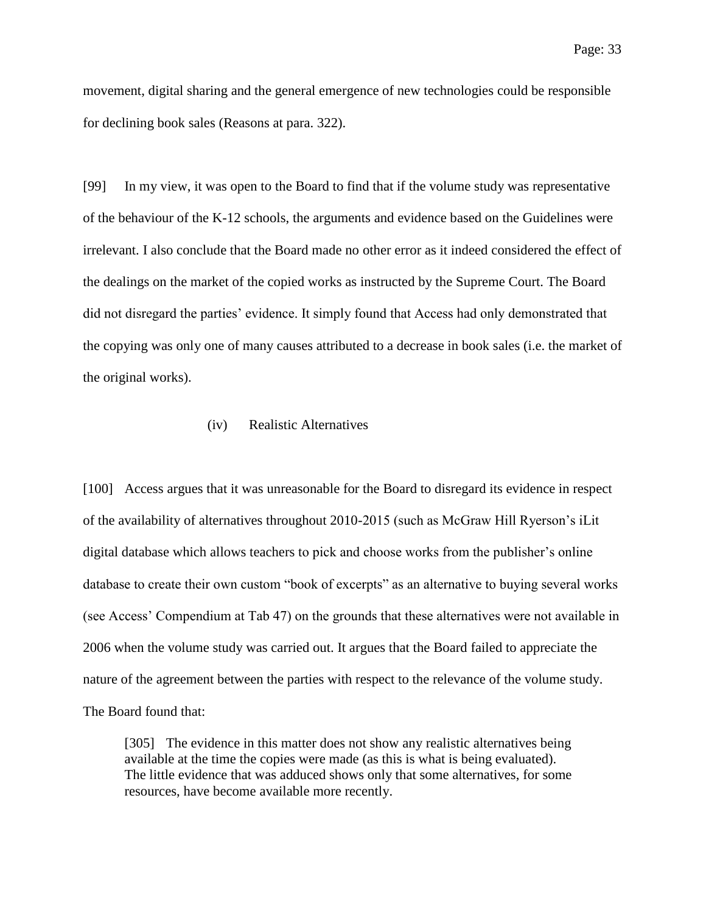movement, digital sharing and the general emergence of new technologies could be responsible for declining book sales (Reasons at para. 322).

[99] In my view, it was open to the Board to find that if the volume study was representative of the behaviour of the K-12 schools, the arguments and evidence based on the Guidelines were irrelevant. I also conclude that the Board made no other error as it indeed considered the effect of the dealings on the market of the copied works as instructed by the Supreme Court. The Board did not disregard the parties' evidence. It simply found that Access had only demonstrated that the copying was only one of many causes attributed to a decrease in book sales (i.e. the market of the original works).

#### (iv) Realistic Alternatives

[100] Access argues that it was unreasonable for the Board to disregard its evidence in respect of the availability of alternatives throughout 2010-2015 (such as McGraw Hill Ryerson's iLit digital database which allows teachers to pick and choose works from the publisher's online database to create their own custom "book of excerpts" as an alternative to buying several works (see Access' Compendium at Tab 47) on the grounds that these alternatives were not available in 2006 when the volume study was carried out. It argues that the Board failed to appreciate the nature of the agreement between the parties with respect to the relevance of the volume study. The Board found that:

> [305] The evidence in this matter does not show any realistic alternatives being available at the time the copies were made (as this is what is being evaluated). The little evidence that was adduced shows only that some alternatives, for some resources, have become available more recently.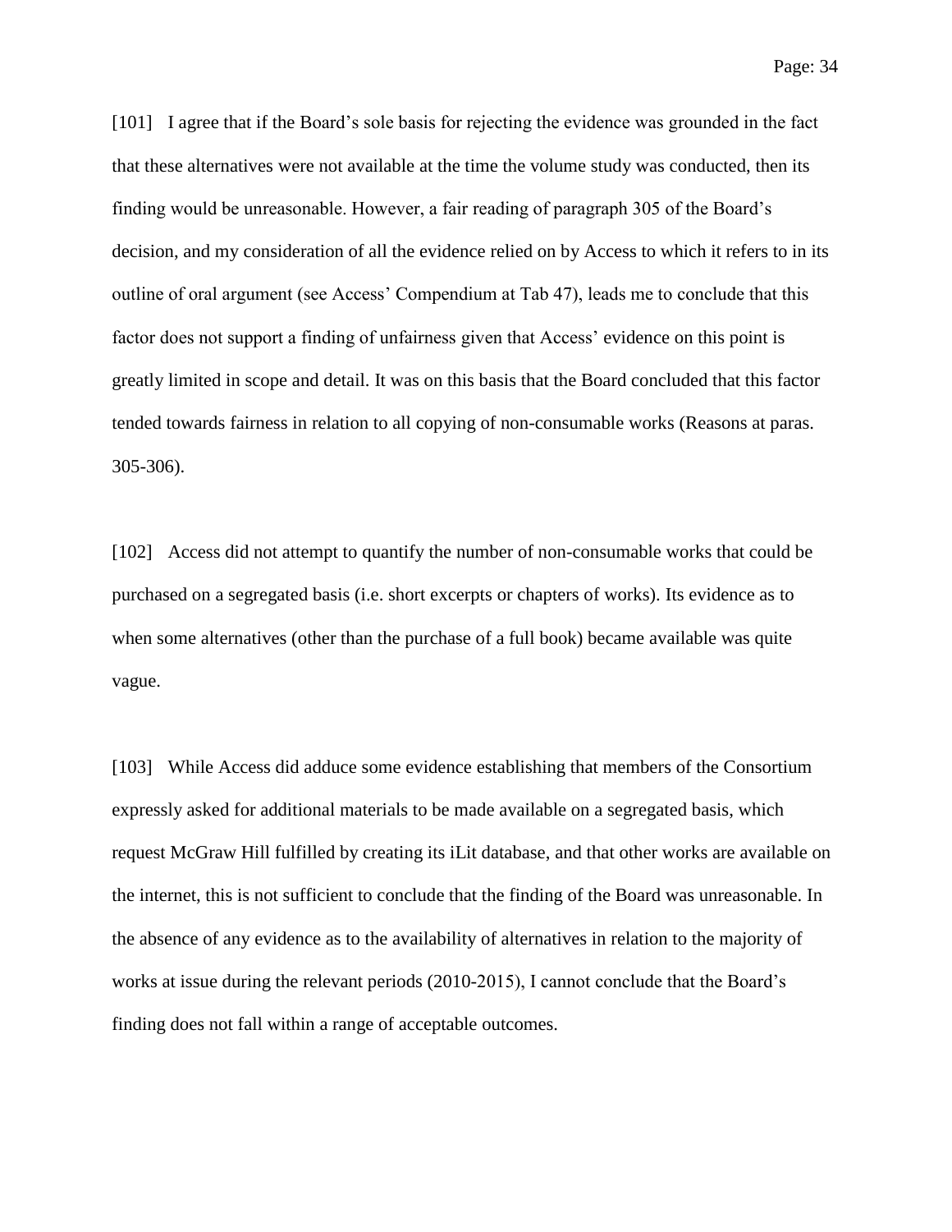[101] I agree that if the Board's sole basis for rejecting the evidence was grounded in the fact that these alternatives were not available at the time the volume study was conducted, then its finding would be unreasonable. However, a fair reading of paragraph 305 of the Board's decision, and my consideration of all the evidence relied on by Access to which it refers to in its outline of oral argument (see Access' Compendium at Tab 47), leads me to conclude that this factor does not support a finding of unfairness given that Access' evidence on this point is greatly limited in scope and detail. It was on this basis that the Board concluded that this factor tended towards fairness in relation to all copying of non-consumable works (Reasons at paras. 305-306).

[102] Access did not attempt to quantify the number of non-consumable works that could be purchased on a segregated basis (i.e. short excerpts or chapters of works). Its evidence as to when some alternatives (other than the purchase of a full book) became available was quite vague.

[103] While Access did adduce some evidence establishing that members of the Consortium expressly asked for additional materials to be made available on a segregated basis, which request McGraw Hill fulfilled by creating its iLit database, and that other works are available on the internet, this is not sufficient to conclude that the finding of the Board was unreasonable. In the absence of any evidence as to the availability of alternatives in relation to the majority of works at issue during the relevant periods (2010-2015), I cannot conclude that the Board's finding does not fall within a range of acceptable outcomes.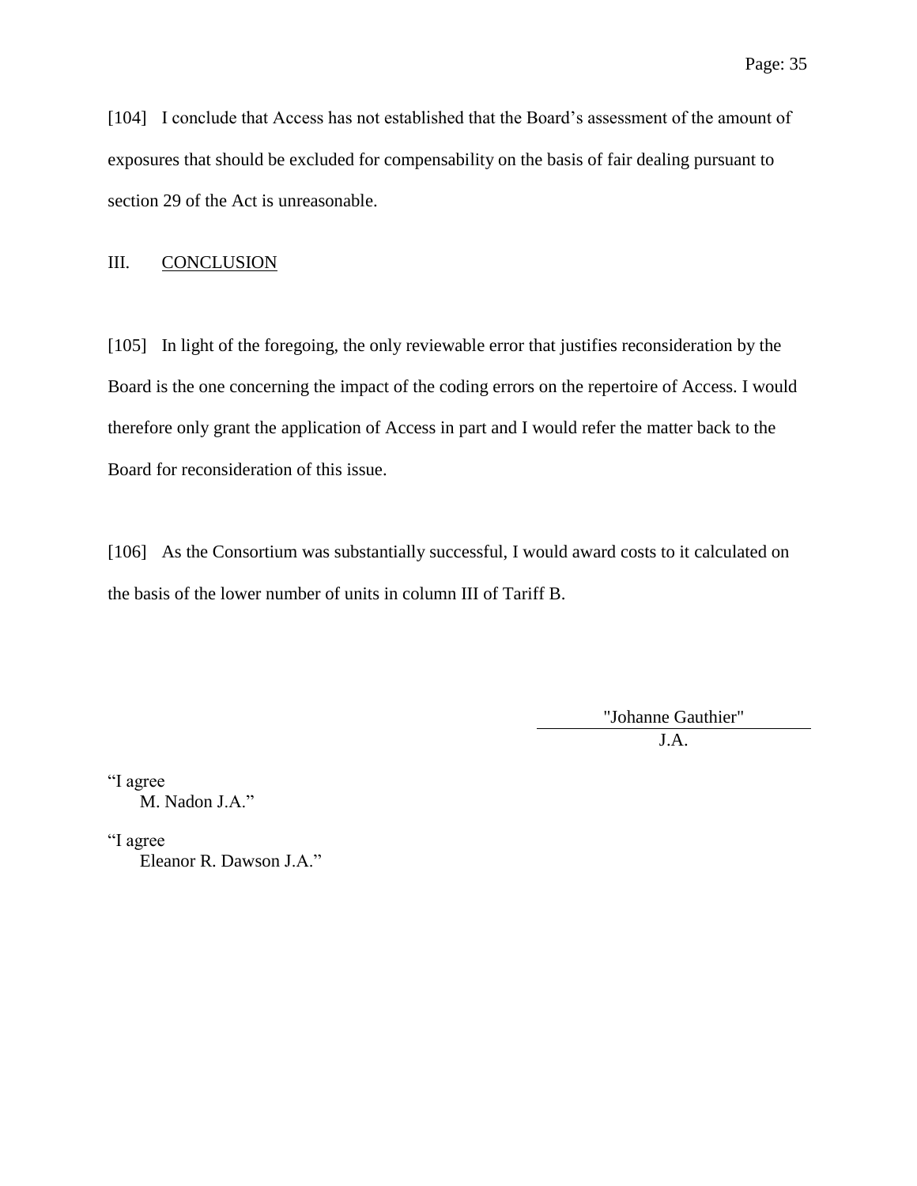[104] I conclude that Access has not established that the Board's assessment of the amount of exposures that should be excluded for compensability on the basis of fair dealing pursuant to section 29 of the Act is unreasonable.

## III. CONCLUSION

[105] In light of the foregoing, the only reviewable error that justifies reconsideration by the Board is the one concerning the impact of the coding errors on the repertoire of Access. I would therefore only grant the application of Access in part and I would refer the matter back to the Board for reconsideration of this issue.

[106] As the Consortium was substantially successful, I would award costs to it calculated on the basis of the lower number of units in column III of Tariff B.

"Johanne Gauthier"
J.A.

"I agree
M. Nadon J.A."

"I agree
Eleanor R. Dawson J.A."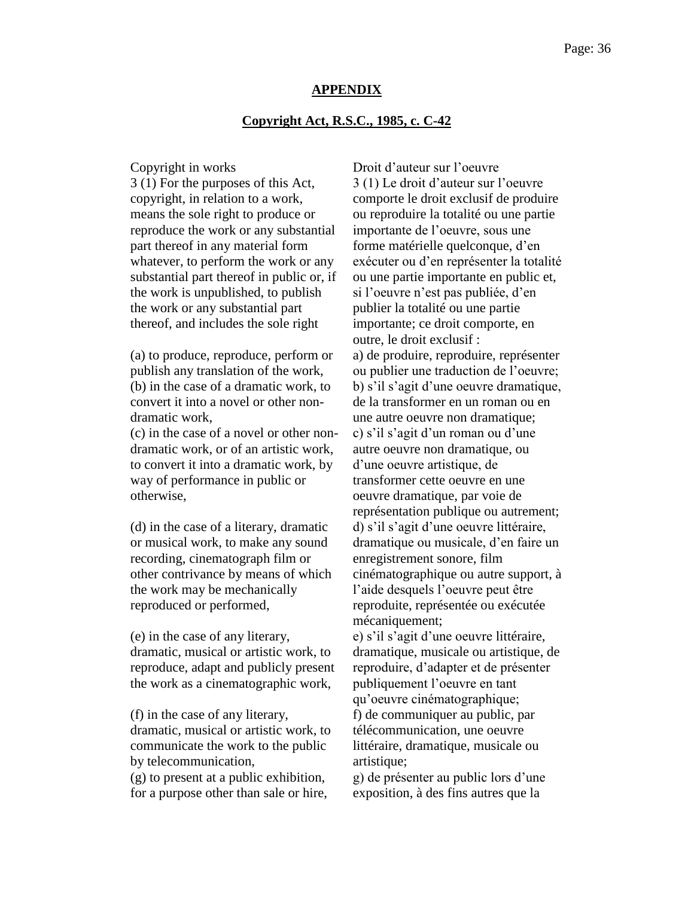## APPENDIX

## Copyright Act, R.S.C., 1985, c. C-42

Copyright in works

3 (1) For the purposes of this Act, copyright, in relation to a work, means the sole right to produce or reproduce the work or any substantial part thereof in any material form whatever, to perform the work or any substantial part thereof in public or, if the work is unpublished, to publish the work or any substantial part thereof, and includes the sole right

(a) to produce, reproduce, perform or publish any translation of the work,

(b) in the case of a dramatic work, to convert it into a novel or other non-dramatic work,

(c) in the case of a novel or other non-dramatic work, or of an artistic work, to convert it into a dramatic work, by way of performance in public or otherwise,

(d) in the case of a literary, dramatic or musical work, to make any sound recording, cinematograph film or other contrivance by means of which the work may be mechanically reproduced or performed,

(e) in the case of any literary, dramatic, musical or artistic work, to reproduce, adapt and publicly present the work as a cinematographic work,

(f) in the case of any literary, dramatic, musical or artistic work, to communicate the work to the public by telecommunication,

(g) to present at a public exhibition, for a purpose other than sale or hire,

Droit d'auteur sur l'oeuvre

3 (1) Le droit d'auteur sur l'oeuvre comporte le droit exclusif de produire ou reproduire la totalité ou une partie importante de l'oeuvre, sous une forme matérielle quelconque, d'en exécuter ou d'en représenter la totalité ou une partie importante en public et, si l'oeuvre n'est pas publiée, d'en publier la totalité ou une partie importante; ce droit comporte, en outre, le droit exclusif :

a) de produire, reproduire, représenter ou publier une traduction de l'oeuvre;

b) s'il s'agit d'une oeuvre dramatique, de la transformer en un roman ou en une autre oeuvre non dramatique;

c) s'il s'agit d'un roman ou d'une autre oeuvre non dramatique, ou d'une oeuvre artistique, de transformer cette oeuvre en une oeuvre dramatique, par voie de représentation publique ou autrement;

d) s'il s'agit d'une oeuvre littéraire, dramatique ou musicale, d'en faire un enregistrement sonore, film cinématographique ou autre support, à l'aide desquels l'oeuvre peut être reproduite, représentée ou exécutée mécaniquement;

e) s'il s'agit d'une oeuvre littéraire, dramatique, musicale ou artistique, de reproduire, d'adapter et de présenter publiquement l'oeuvre en tant qu'oeuvre cinématographique;

f) de communiquer au public, par télécommunication, une oeuvre littéraire, dramatique, musicale ou artistique;

g) de présenter au public lors d'une exposition, à des fins autres que la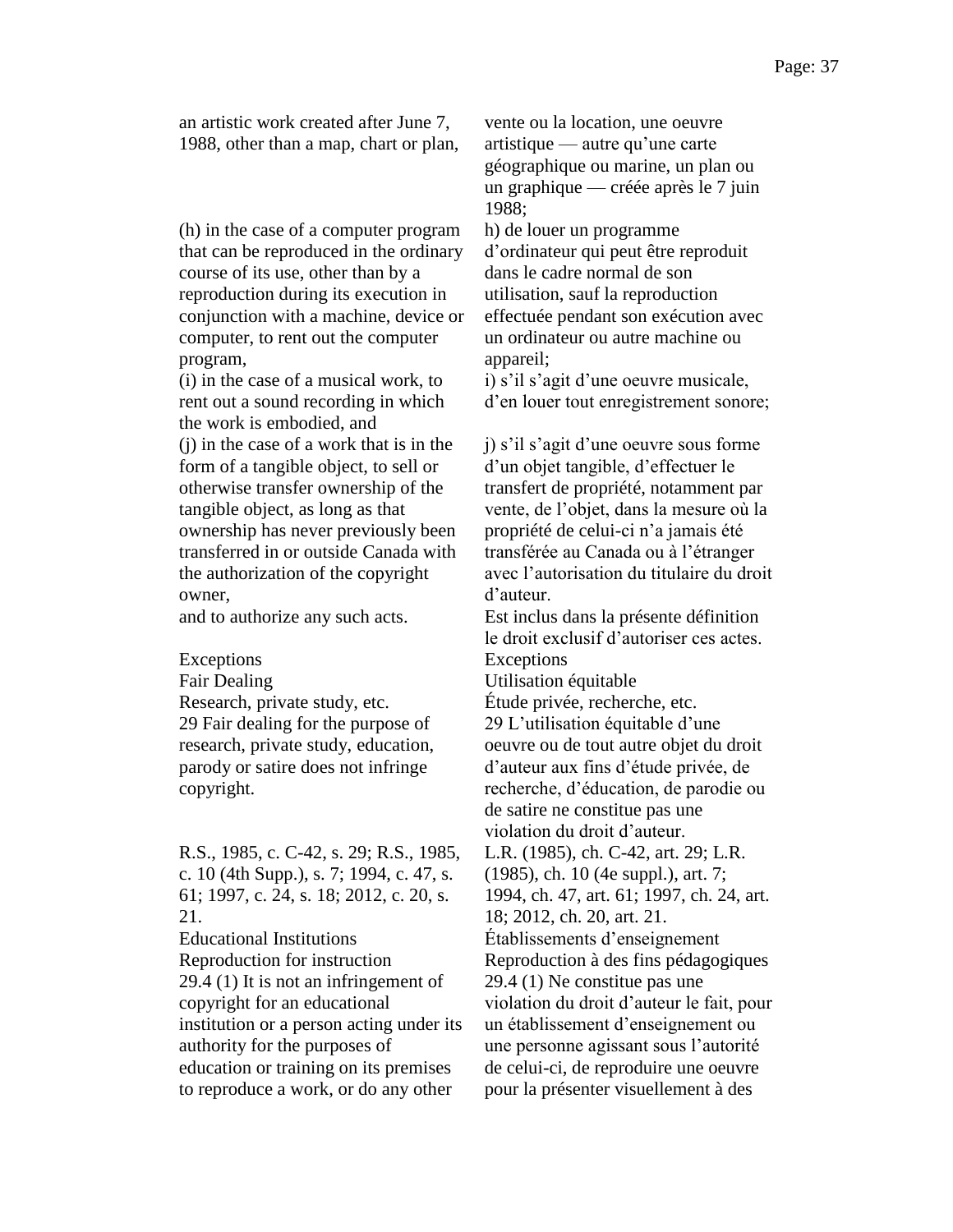| | |
|---|---|
| an artistic work created after June 7, 1988, other than a map, chart or plan, | vente ou la location, une oeuvre artistique — autre qu'une carte géographique ou marine, un plan ou un graphique — créée après le 7 juin 1988; |
| (h) in the case of a computer program that can be reproduced in the ordinary course of its use, other than by a reproduction during its execution in conjunction with a machine, device or computer, to rent out the computer program, | h) de louer un programme d'ordinateur qui peut être reproduit dans le cadre normal de son utilisation, sauf la reproduction effectuée pendant son exécution avec un ordinateur ou autre machine ou appareil; |
| (i) in the case of a musical work, to rent out a sound recording in which the work is embodied, and | i) s'il s'agit d'une oeuvre musicale, d'en louer tout enregistrement sonore; |
| (j) in the case of a work that is in the form of a tangible object, to sell or otherwise transfer ownership of the tangible object, as long as that ownership has never previously been transferred in or outside Canada with the authorization of the copyright owner, | j) s'il s'agit d'une oeuvre sous forme d'un objet tangible, d'effectuer le transfert de propriété, notamment par vente, de l'objet, dans la mesure où la propriété de celui-ci n'a jamais été transférée au Canada ou à l'étranger avec l'autorisation du titulaire du droit d'auteur. |
| and to authorize any such acts. | Est inclus dans la présente définition le droit exclusif d'autoriser ces actes. |
| Exceptions | Exceptions |
| Fair Dealing | Utilisation équitable |
| Research, private study, etc. | Étude privée, recherche, etc. |
| 29 Fair dealing for the purpose of research, private study, education, parody or satire does not infringe copyright. | 29 L'utilisation équitable d'une oeuvre ou de tout autre objet du droit d'auteur aux fins d'étude privée, de recherche, d'éducation, de parodie ou de satire ne constitue pas une violation du droit d'auteur. |
| R.S., 1985, c. C-42, s. 29; R.S., 1985, c. 10 (4th Supp.), s. 7; 1994, c. 47, s. 61; 1997, c. 24, s. 18; 2012, c. 20, s. 21. | L.R. (1985), ch. C-42, art. 29; L.R. (1985), ch. 10 (4e suppl.), art. 7; 1994, ch. 47, art. 61; 1997, ch. 24, art. 18; 2012, ch. 20, art. 21. |
| Educational Institutions | Établissements d'enseignement |
| Reproduction for instruction | Reproduction à des fins pédagogiques |
| 29.4 (1) It is not an infringement of copyright for an educational institution or a person acting under its authority for the purposes of education or training on its premises to reproduce a work, or do any other | 29.4 (1) Ne constitue pas une violation du droit d'auteur le fait, pour un établissement d'enseignement ou une personne agissant sous l'autorité de celui-ci, de reproduire une oeuvre pour la présenter visuellement à des |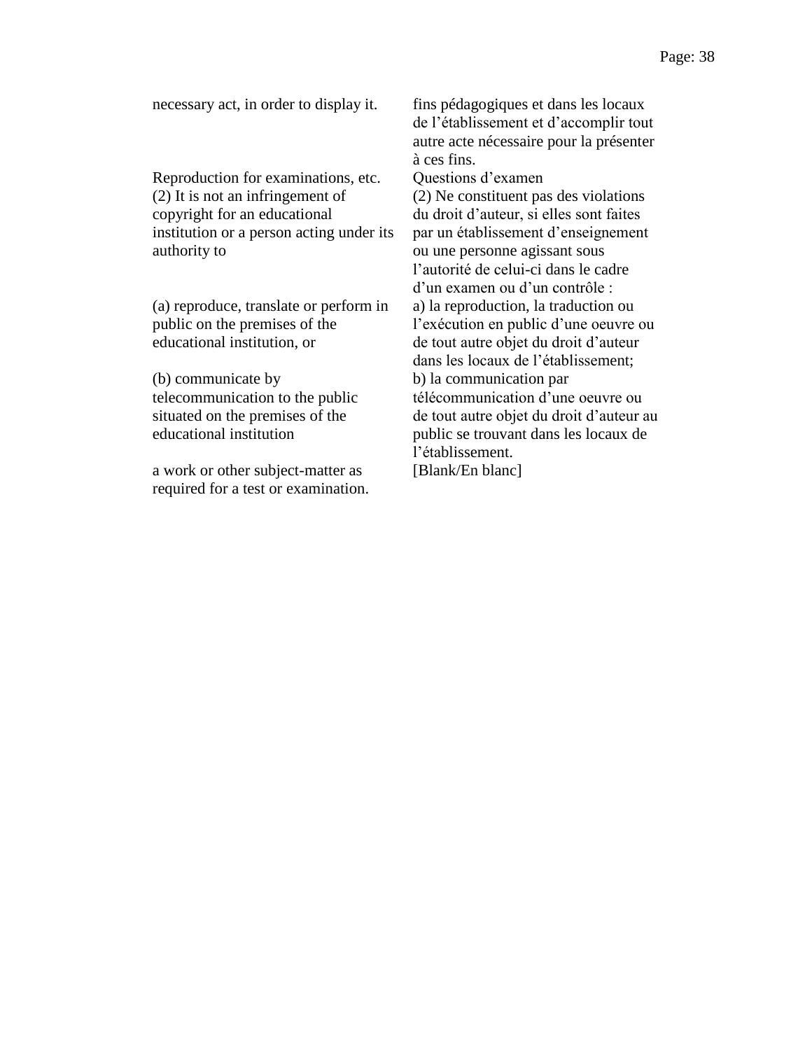| | |
|---|---|
| necessary act, in order to display it. | fins pédagogiques et dans les locaux de l’établissement et d’accomplir tout autre acte nécessaire pour la présenter à ces fins. |
| Reproduction for examinations, etc. | Questions d’examen |
| (2) It is not an infringement of copyright for an educational institution or a person acting under its authority to | (2) Ne constituent pas des violations du droit d’auteur, si elles sont faites par un établissement d’enseignement ou une personne agissant sous l’autorité de celui-ci dans le cadre d’un examen ou d’un contrôle : |
| (a) reproduce, translate or perform in public on the premises of the educational institution, or | a) la reproduction, la traduction ou l’exécution en public d’une oeuvre ou de tout autre objet du droit d’auteur dans les locaux de l’établissement; |
| (b) communicate by telecommunication to the public situated on the premises of the educational institution | b) la communication par télécommunication d’une oeuvre ou de tout autre objet du droit d’auteur au public se trouvant dans les locaux de l’établissement. |
| a work or other subject-matter as required for a test or examination. | [Blank/En blanc] |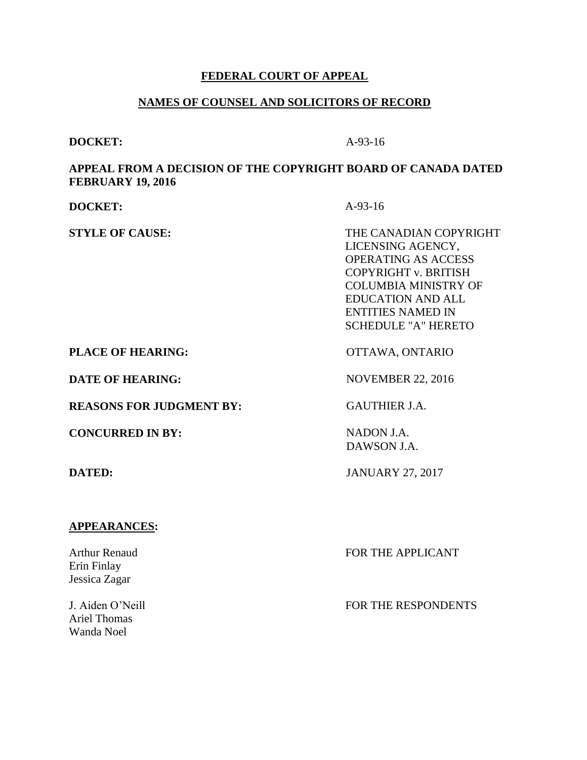**FEDERAL COURT OF APPEAL**

**NAMES OF COUNSEL AND SOLICITORS OF RECORD**

**DOCKET:** A-93-16

**APPEAL FROM A DECISION OF THE COPYRIGHT BOARD OF CANADA DATED FEBRUARY 19, 2016**

**DOCKET:** A-93-16

**STYLE OF CAUSE:** THE CANADIAN COPYRIGHT LICENSING AGENCY, OPERATING AS ACCESS COPYRIGHT v. BRITISH COLUMBIA MINISTRY OF EDUCATION AND ALL ENTITIES NAMED IN SCHEDULE "A" HERETO

**PLACE OF HEARING:** OTTAWA, ONTARIO

**DATE OF HEARING:** NOVEMBER 22, 2016

**REASONS FOR JUDGMENT BY:** GAUTHIER J.A.

**CONCURRED IN BY:** NADON J.A.
DAWSON J.A.

**DATED:** JANUARY 27, 2017

**APPEARANCES:**

| | |
|---|---|
| Arthur Renaud<br>Erin Finlay<br>Jessica Zagar | FOR THE APPLICANT |
| J. Aiden O'Neill<br>Ariel Thomas<br>Wanda Noel | FOR THE RESPONDENTS |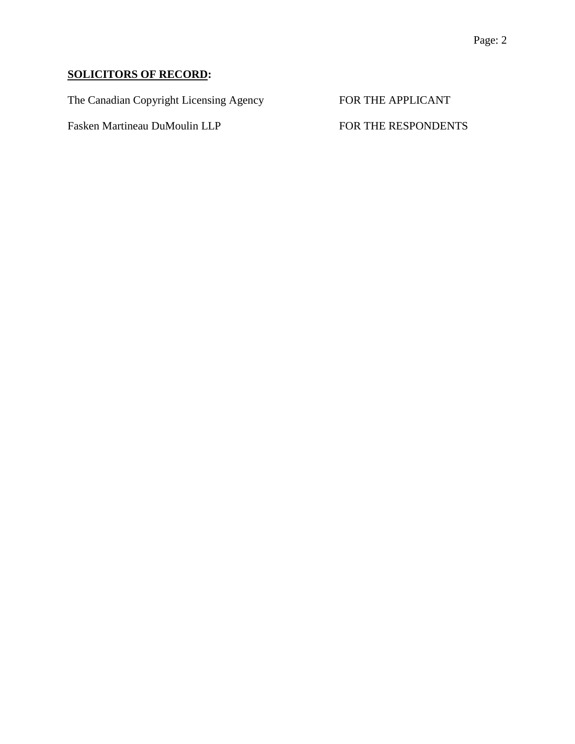**SOLICITORS OF RECORD:**

| | |
|---|---|
| The Canadian Copyright Licensing Agency | FOR THE APPLICANT |
| Fasken Martineau DuMoulin LLP | FOR THE RESPONDENTS |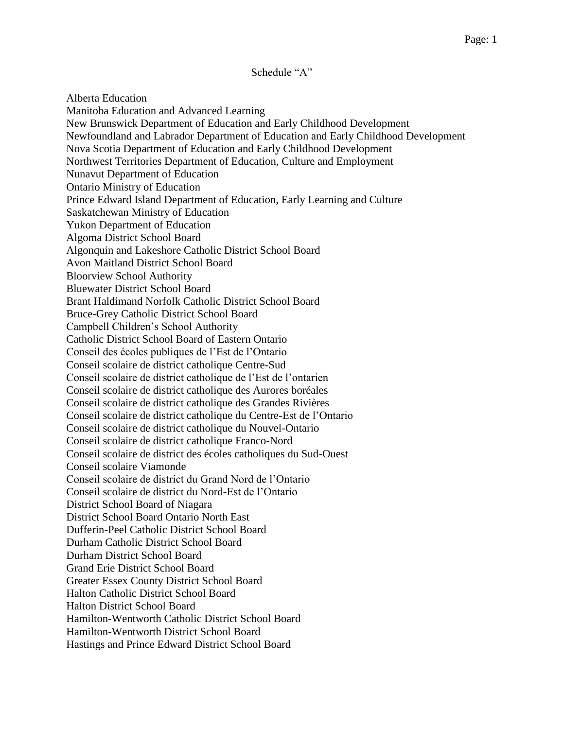Schedule “A”

Alberta Education
Manitoba Education and Advanced Learning
New Brunswick Department of Education and Early Childhood Development
Newfoundland and Labrador Department of Education and Early Childhood Development
Nova Scotia Department of Education and Early Childhood Development
Northwest Territories Department of Education, Culture and Employment
Nunavut Department of Education
Ontario Ministry of Education
Prince Edward Island Department of Education, Early Learning and Culture
Saskatchewan Ministry of Education
Yukon Department of Education
Algoma District School Board
Algonquin and Lakeshore Catholic District School Board
Avon Maitland District School Board
Bloorview School Authority
Bluewater District School Board
Brant Haldimand Norfolk Catholic District School Board
Bruce-Grey Catholic District School Board
Campbell Children’s School Authority
Catholic District School Board of Eastern Ontario
Conseil des écoles publiques de l’Est de l’Ontario
Conseil scolaire de district catholique Centre-Sud
Conseil scolaire de district catholique de l’Est de l’ontarien
Conseil scolaire de district catholique des Aurores boréales
Conseil scolaire de district catholique des Grandes Rivières
Conseil scolaire de district catholique du Centre-Est de l’Ontario
Conseil scolaire de district catholique du Nouvel-Ontario
Conseil scolaire de district catholique Franco-Nord
Conseil scolaire de district des écoles catholiques du Sud-Ouest
Conseil scolaire Viamonde
Conseil scolaire de district du Grand Nord de l’Ontario
Conseil scolaire de district du Nord-Est de l’Ontario
District School Board of Niagara
District School Board Ontario North East
Dufferin-Peel Catholic District School Board
Durham Catholic District School Board
Durham District School Board
Grand Erie District School Board
Greater Essex County District School Board
Halton Catholic District School Board
Halton District School Board
Hamilton-Wentworth Catholic District School Board
Hamilton-Wentworth District School Board
Hastings and Prince Edward District School Board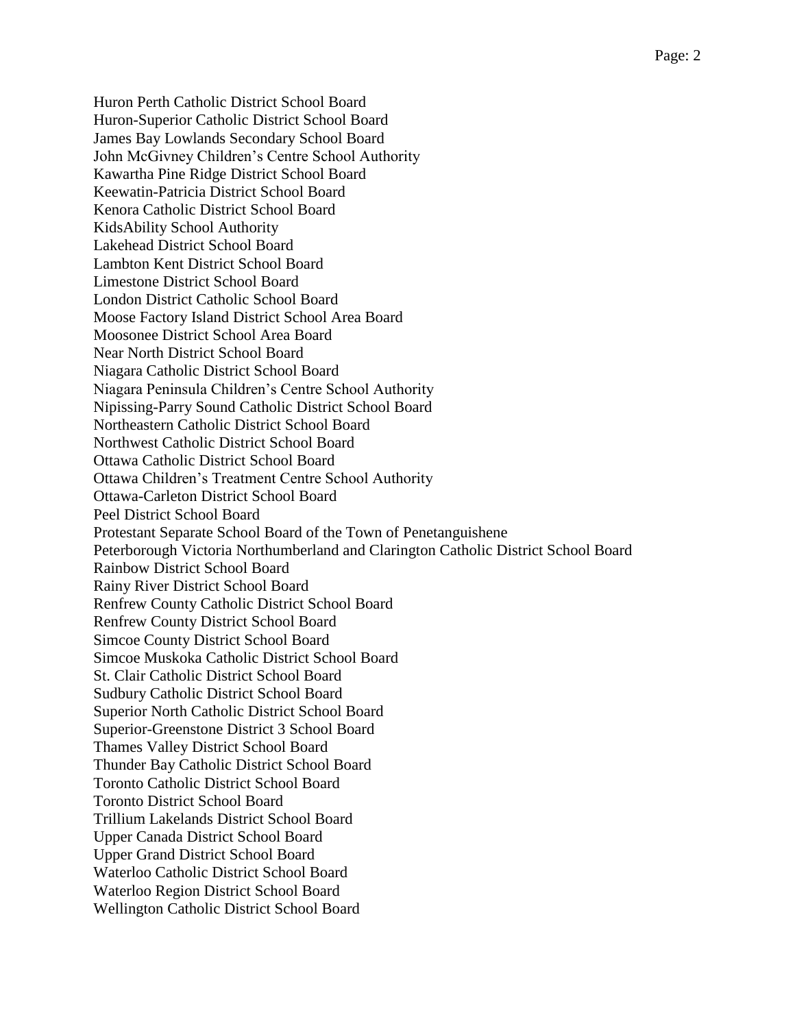Huron Perth Catholic District School Board
Huron-Superior Catholic District School Board
James Bay Lowlands Secondary School Board
John McGivney Children's Centre School Authority
Kawartha Pine Ridge District School Board
Keewatin-Patricia District School Board
Kenora Catholic District School Board
KidsAbility School Authority
Lakehead District School Board
Lambton Kent District School Board
Limestone District School Board
London District Catholic School Board
Moose Factory Island District School Area Board
Moosonee District School Area Board
Near North District School Board
Niagara Catholic District School Board
Niagara Peninsula Children's Centre School Authority
Nipissing-Parry Sound Catholic District School Board
Northeastern Catholic District School Board
Northwest Catholic District School Board
Ottawa Catholic District School Board
Ottawa Children's Treatment Centre School Authority
Ottawa-Carleton District School Board
Peel District School Board
Protestant Separate School Board of the Town of Penetanguishene
Peterborough Victoria Northumberland and Clarington Catholic District School Board
Rainbow District School Board
Rainy River District School Board
Renfrew County Catholic District School Board
Renfrew County District School Board
Simcoe County District School Board
Simcoe Muskoka Catholic District School Board
St. Clair Catholic District School Board
Sudbury Catholic District School Board
Superior North Catholic District School Board
Superior-Greenstone District 3 School Board
Thames Valley District School Board
Thunder Bay Catholic District School Board
Toronto Catholic District School Board
Toronto District School Board
Trillium Lakelands District School Board
Upper Canada District School Board
Upper Grand District School Board
Waterloo Catholic District School Board
Waterloo Region District School Board
Wellington Catholic District School Board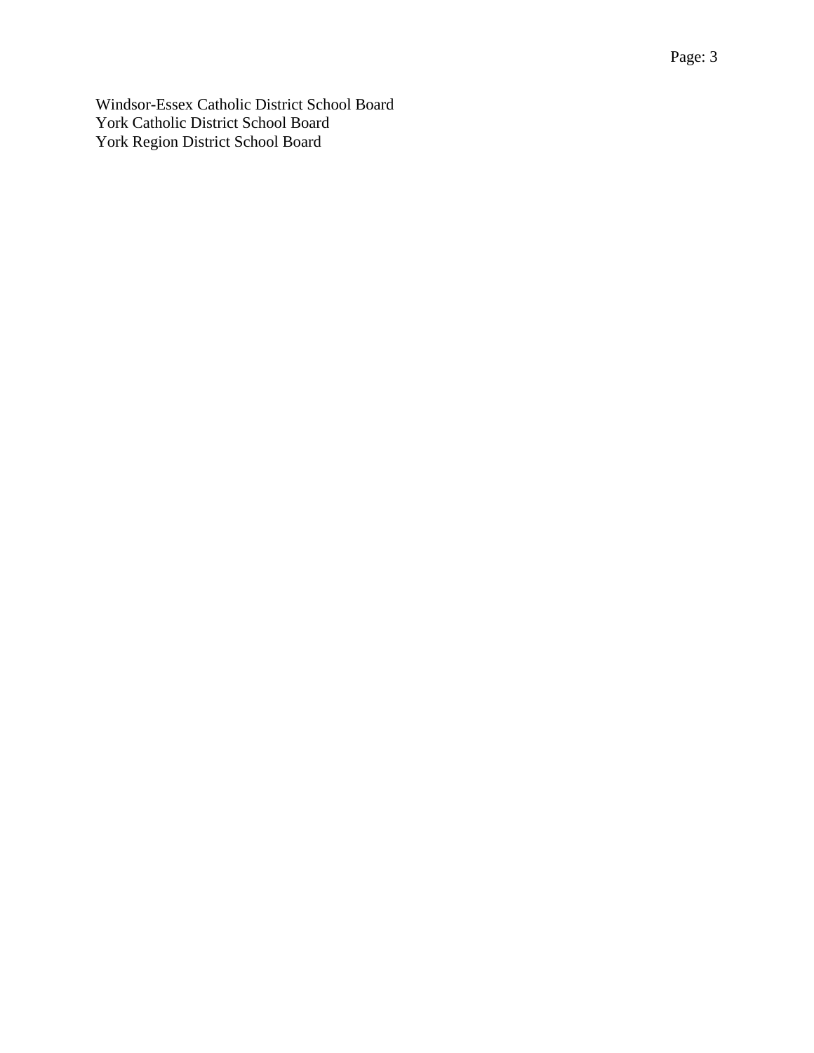Windsor-Essex Catholic District School Board
York Catholic District School Board
York Region District School Board